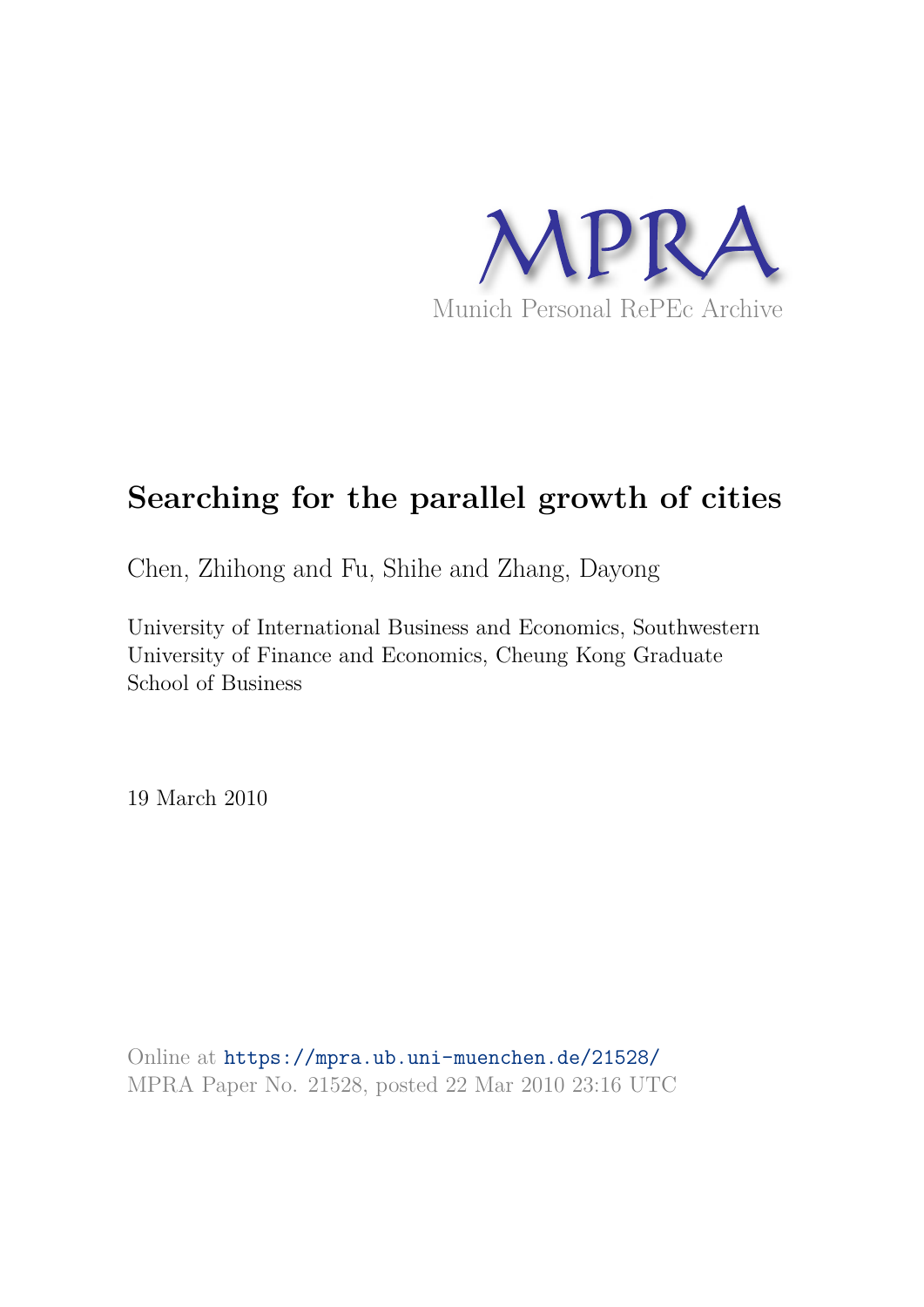MPRA

Munich Personal RePEc Archive

# Searching for the parallel growth of cities

Chen, Zhihong and Fu, Shihe and Zhang, Dayong

University of International Business and Economics, Southwestern University of Finance and Economics, Cheung Kong Graduate School of Business

19 March 2010

Online at https://mpra.ub.uni-muenchen.de/21528/
MPRA Paper No. 21528, posted 22 Mar 2010 23:16 UTC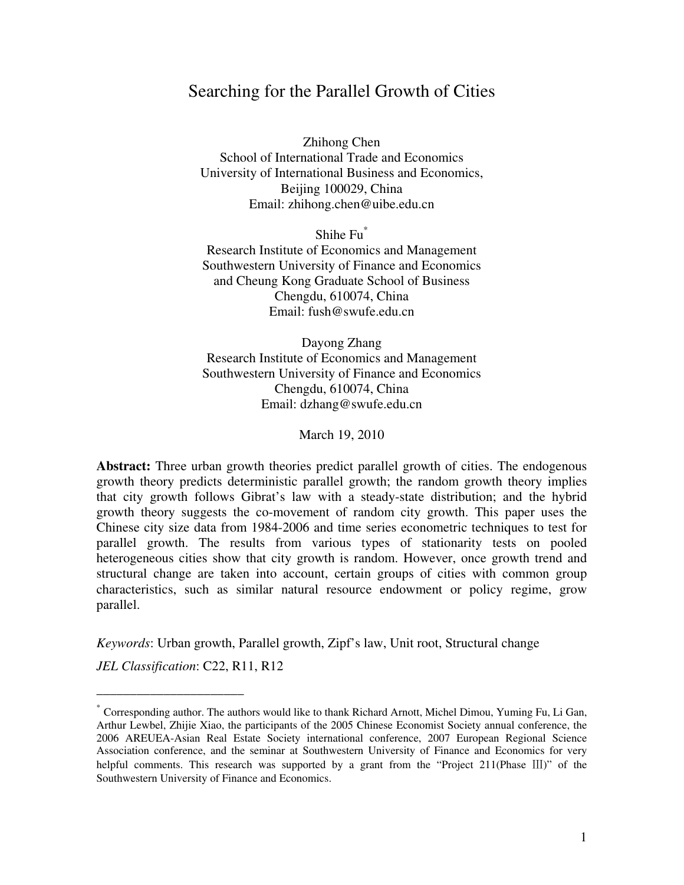# Searching for the Parallel Growth of Cities

Zhihong Chen  
School of International Trade and Economics  
University of International Business and Economics,  
Beijing 100029, China  
Email: zhihong.chen@uibe.edu.cn

Shihe Fu[*]  
Research Institute of Economics and Management  
Southwestern University of Finance and Economics  
and Cheung Kong Graduate School of Business  
Chengdu, 610074, China  
Email: fush@swufe.edu.cn

Dayong Zhang  
Research Institute of Economics and Management  
Southwestern University of Finance and Economics  
Chengdu, 610074, China  
Email: dzhang@swufe.edu.cn

March 19, 2010

**Abstract:** Three urban growth theories predict parallel growth of cities. The endogenous growth theory predicts deterministic parallel growth; the random growth theory implies that city growth follows Gibrat's law with a steady-state distribution; and the hybrid growth theory suggests the co-movement of random city growth. This paper uses the Chinese city size data from 1984-2006 and time series econometric techniques to test for parallel growth. The results from various types of stationarity tests on pooled heterogeneous cities show that city growth is random. However, once growth trend and structural change are taken into account, certain groups of cities with common group characteristics, such as similar natural resource endowment or policy regime, grow parallel.

*Keywords*: Urban growth, Parallel growth, Zipf's law, Unit root, Structural change

*JEL Classification*: C22, R11, R12

---

[*] Corresponding author. The authors would like to thank Richard Arnott, Michel Dimou, Yuming Fu, Li Gan, Arthur Lewbel, Zhijie Xiao, the participants of the 2005 Chinese Economist Society annual conference, the 2006 AREUEA-Asian Real Estate Society international conference, 2007 European Regional Science Association conference, and the seminar at Southwestern University of Finance and Economics for very helpful comments. This research was supported by a grant from the "Project 211(Phase Ⅲ)" of the Southwestern University of Finance and Economics.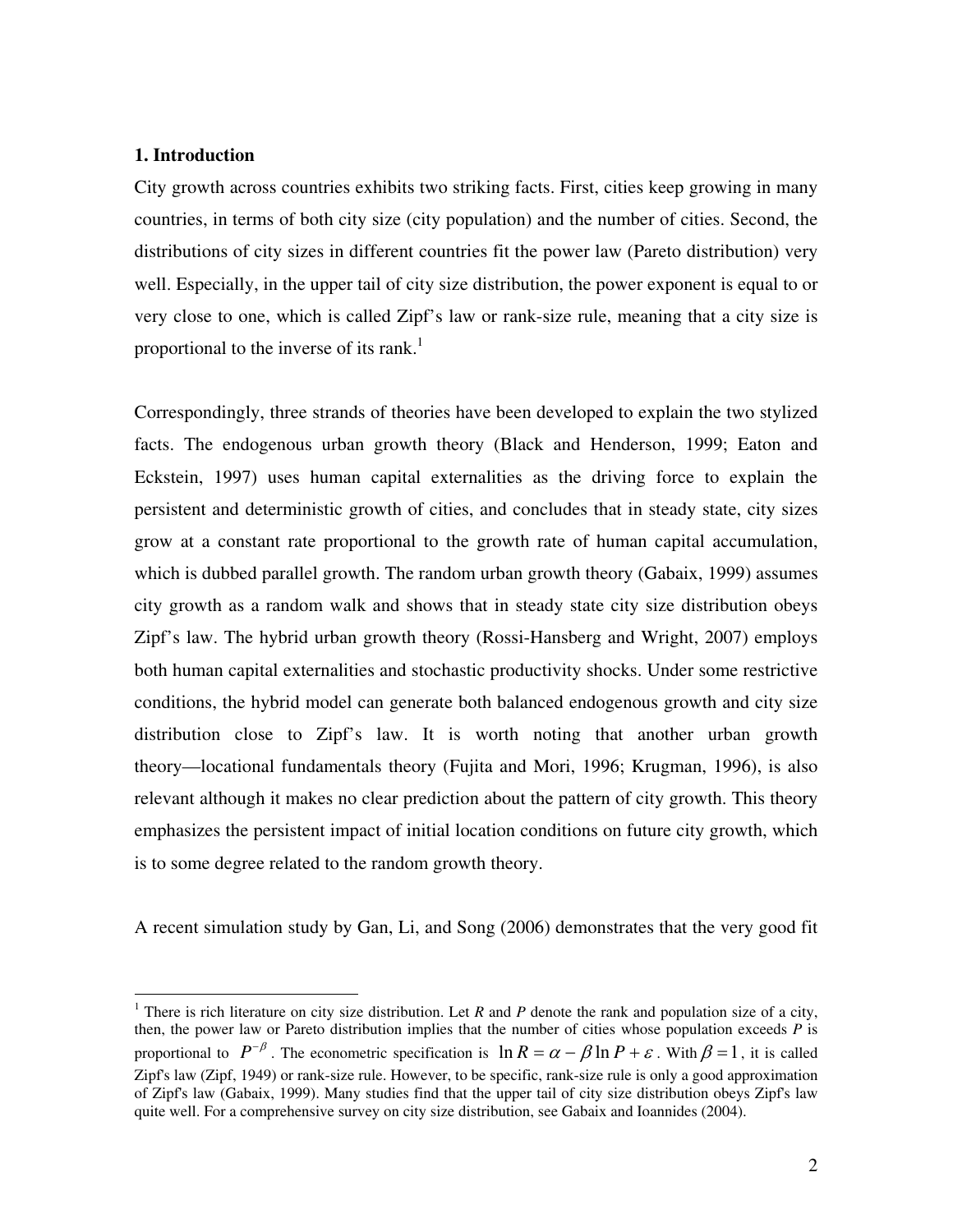## 1. Introduction

City growth across countries exhibits two striking facts. First, cities keep growing in many countries, in terms of both city size (city population) and the number of cities. Second, the distributions of city sizes in different countries fit the power law (Pareto distribution) very well. Especially, in the upper tail of city size distribution, the power exponent is equal to or very close to one, which is called Zipf's law or rank-size rule, meaning that a city size is proportional to the inverse of its rank.[1]

Correspondingly, three strands of theories have been developed to explain the two stylized facts. The endogenous urban growth theory (Black and Henderson, 1999; Eaton and Eckstein, 1997) uses human capital externalities as the driving force to explain the persistent and deterministic growth of cities, and concludes that in steady state, city sizes grow at a constant rate proportional to the growth rate of human capital accumulation, which is dubbed parallel growth. The random urban growth theory (Gabaix, 1999) assumes city growth as a random walk and shows that in steady state city size distribution obeys Zipf's law. The hybrid urban growth theory (Rossi-Hansberg and Wright, 2007) employs both human capital externalities and stochastic productivity shocks. Under some restrictive conditions, the hybrid model can generate both balanced endogenous growth and city size distribution close to Zipf's law. It is worth noting that another urban growth theory—locational fundamentals theory (Fujita and Mori, 1996; Krugman, 1996), is also relevant although it makes no clear prediction about the pattern of city growth. This theory emphasizes the persistent impact of initial location conditions on future city growth, which is to some degree related to the random growth theory.

A recent simulation study by Gan, Li, and Song (2006) demonstrates that the very good fit

[1] There is rich literature on city size distribution. Let *R* and *P* denote the rank and population size of a city, then, the power law or Pareto distribution implies that the number of cities whose population exceeds *P* is proportional to $P^{-\beta}$. The econometric specification is $\ln R = \alpha - \beta \ln P + \varepsilon$. With $\beta = 1$, it is called Zipf's law (Zipf, 1949) or rank-size rule. However, to be specific, rank-size rule is only a good approximation of Zipf's law (Gabaix, 1999). Many studies find that the upper tail of city size distribution obeys Zipf's law quite well. For a comprehensive survey on city size distribution, see Gabaix and Ioannides (2004).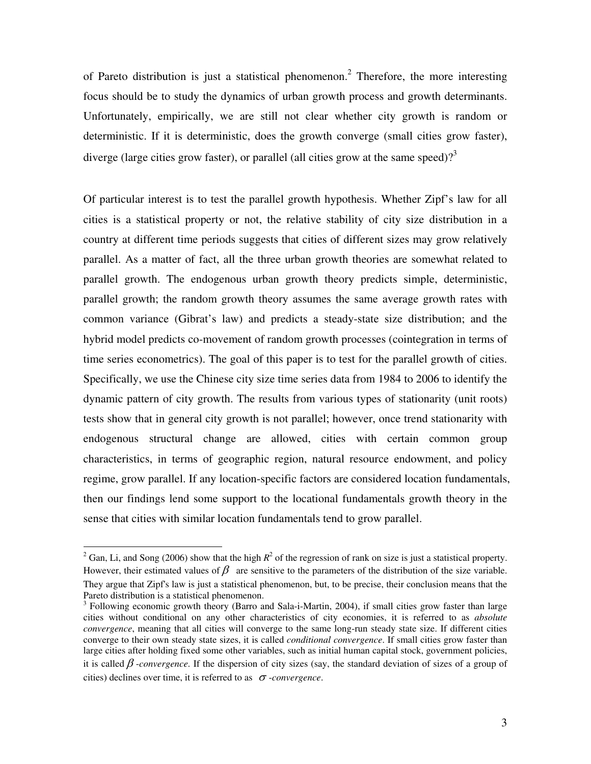of Pareto distribution is just a statistical phenomenon.[2] Therefore, the more interesting focus should be to study the dynamics of urban growth process and growth determinants. Unfortunately, empirically, we are still not clear whether city growth is random or deterministic. If it is deterministic, does the growth converge (small cities grow faster), diverge (large cities grow faster), or parallel (all cities grow at the same speed)?[3]

Of particular interest is to test the parallel growth hypothesis. Whether Zipf's law for all cities is a statistical property or not, the relative stability of city size distribution in a country at different time periods suggests that cities of different sizes may grow relatively parallel. As a matter of fact, all the three urban growth theories are somewhat related to parallel growth. The endogenous urban growth theory predicts simple, deterministic, parallel growth; the random growth theory assumes the same average growth rates with common variance (Gibrat's law) and predicts a steady-state size distribution; and the hybrid model predicts co-movement of random growth processes (cointegration in terms of time series econometrics). The goal of this paper is to test for the parallel growth of cities. Specifically, we use the Chinese city size time series data from 1984 to 2006 to identify the dynamic pattern of city growth. The results from various types of stationarity (unit roots) tests show that in general city growth is not parallel; however, once trend stationarity with endogenous structural change are allowed, cities with certain common group characteristics, in terms of geographic region, natural resource endowment, and policy regime, grow parallel. If any location-specific factors are considered location fundamentals, then our findings lend some support to the locational fundamentals growth theory in the sense that cities with similar location fundamentals tend to grow parallel.

---

[2] Gan, Li, and Song (2006) show that the high $R^2$ of the regression of rank on size is just a statistical property. However, their estimated values of $\beta$ are sensitive to the parameters of the distribution of the size variable. They argue that Zipf's law is just a statistical phenomenon, but, to be precise, their conclusion means that the Pareto distribution is a statistical phenomenon.

[3] Following economic growth theory (Barro and Sala-i-Martin, 2004), if small cities grow faster than large cities without conditional on any other characteristics of city economies, it is referred to as *absolute convergence*, meaning that all cities will converge to the same long-run steady state size. If different cities converge to their own steady state sizes, it is called *conditional convergence*. If small cities grow faster than large cities after holding fixed some other variables, such as initial human capital stock, government policies, it is called $\beta$ *-convergence*. If the dispersion of city sizes (say, the standard deviation of sizes of a group of cities) declines over time, it is referred to as $\sigma$ *-convergence*.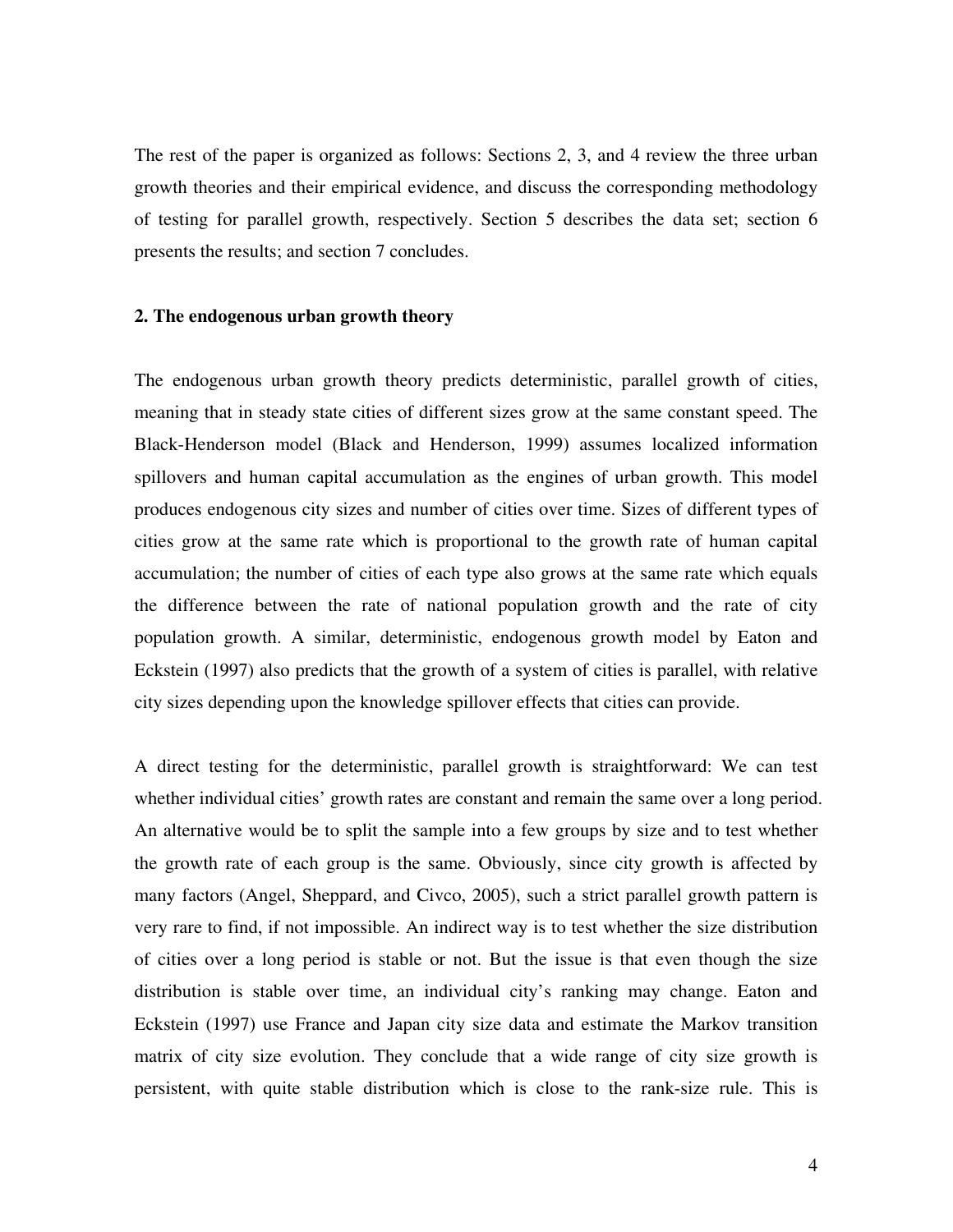The rest of the paper is organized as follows: Sections 2, 3, and 4 review the three urban growth theories and their empirical evidence, and discuss the corresponding methodology of testing for parallel growth, respectively. Section 5 describes the data set; section 6 presents the results; and section 7 concludes.

## 2. The endogenous urban growth theory

The endogenous urban growth theory predicts deterministic, parallel growth of cities, meaning that in steady state cities of different sizes grow at the same constant speed. The Black-Henderson model (Black and Henderson, 1999) assumes localized information spillovers and human capital accumulation as the engines of urban growth. This model produces endogenous city sizes and number of cities over time. Sizes of different types of cities grow at the same rate which is proportional to the growth rate of human capital accumulation; the number of cities of each type also grows at the same rate which equals the difference between the rate of national population growth and the rate of city population growth. A similar, deterministic, endogenous growth model by Eaton and Eckstein (1997) also predicts that the growth of a system of cities is parallel, with relative city sizes depending upon the knowledge spillover effects that cities can provide.

A direct testing for the deterministic, parallel growth is straightforward: We can test whether individual cities' growth rates are constant and remain the same over a long period. An alternative would be to split the sample into a few groups by size and to test whether the growth rate of each group is the same. Obviously, since city growth is affected by many factors (Angel, Sheppard, and Civco, 2005), such a strict parallel growth pattern is very rare to find, if not impossible. An indirect way is to test whether the size distribution of cities over a long period is stable or not. But the issue is that even though the size distribution is stable over time, an individual city's ranking may change. Eaton and Eckstein (1997) use France and Japan city size data and estimate the Markov transition matrix of city size evolution. They conclude that a wide range of city size growth is persistent, with quite stable distribution which is close to the rank-size rule. This is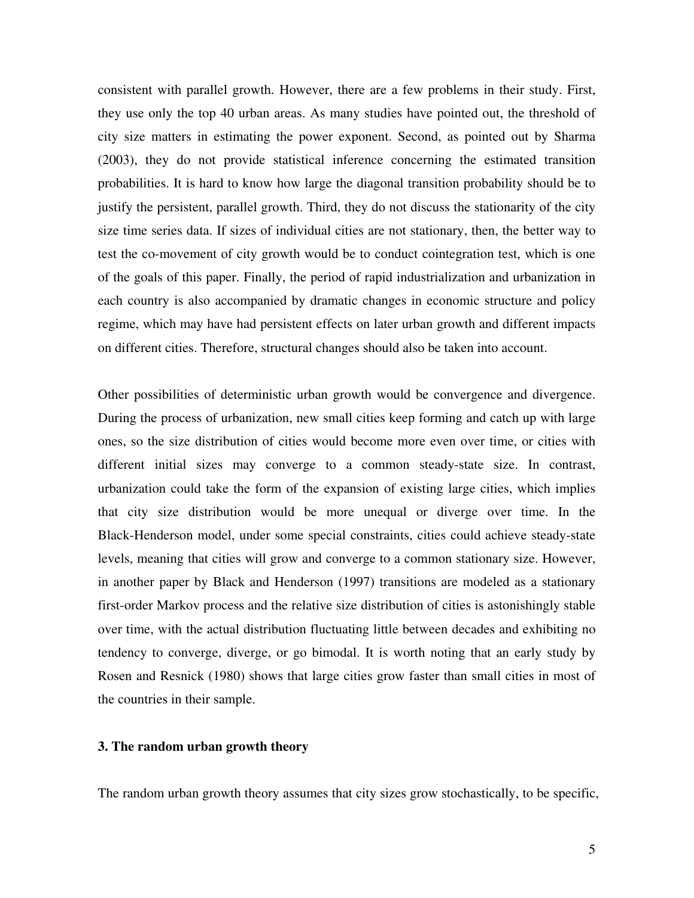consistent with parallel growth. However, there are a few problems in their study. First, they use only the top 40 urban areas. As many studies have pointed out, the threshold of city size matters in estimating the power exponent. Second, as pointed out by Sharma (2003), they do not provide statistical inference concerning the estimated transition probabilities. It is hard to know how large the diagonal transition probability should be to justify the persistent, parallel growth. Third, they do not discuss the stationarity of the city size time series data. If sizes of individual cities are not stationary, then, the better way to test the co-movement of city growth would be to conduct cointegration test, which is one of the goals of this paper. Finally, the period of rapid industrialization and urbanization in each country is also accompanied by dramatic changes in economic structure and policy regime, which may have had persistent effects on later urban growth and different impacts on different cities. Therefore, structural changes should also be taken into account.

Other possibilities of deterministic urban growth would be convergence and divergence. During the process of urbanization, new small cities keep forming and catch up with large ones, so the size distribution of cities would become more even over time, or cities with different initial sizes may converge to a common steady-state size. In contrast, urbanization could take the form of the expansion of existing large cities, which implies that city size distribution would be more unequal or diverge over time. In the Black-Henderson model, under some special constraints, cities could achieve steady-state levels, meaning that cities will grow and converge to a common stationary size. However, in another paper by Black and Henderson (1997) transitions are modeled as a stationary first-order Markov process and the relative size distribution of cities is astonishingly stable over time, with the actual distribution fluctuating little between decades and exhibiting no tendency to converge, diverge, or go bimodal. It is worth noting that an early study by Rosen and Resnick (1980) shows that large cities grow faster than small cities in most of the countries in their sample.

### 3. The random urban growth theory

The random urban growth theory assumes that city sizes grow stochastically, to be specific,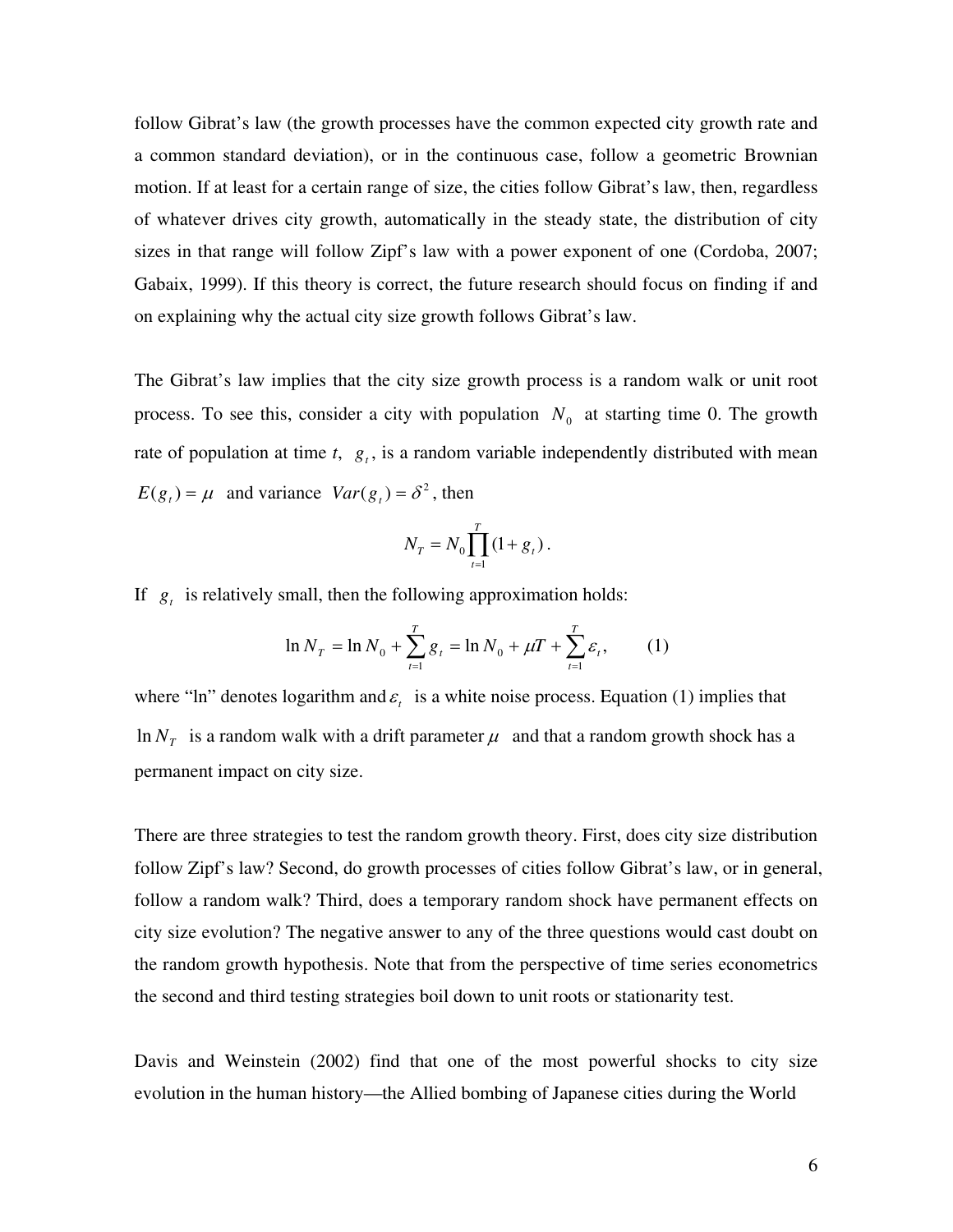follow Gibrat's law (the growth processes have the common expected city growth rate and a common standard deviation), or in the continuous case, follow a geometric Brownian motion. If at least for a certain range of size, the cities follow Gibrat's law, then, regardless of whatever drives city growth, automatically in the steady state, the distribution of city sizes in that range will follow Zipf's law with a power exponent of one (Cordoba, 2007; Gabaix, 1999). If this theory is correct, the future research should focus on finding if and on explaining why the actual city size growth follows Gibrat's law.

The Gibrat's law implies that the city size growth process is a random walk or unit root process. To see this, consider a city with population $N_0$ at starting time 0. The growth rate of population at time *t*, $g_t$, is a random variable independently distributed with mean $E(g_t) = \mu$ and variance $Var(g_t) = \delta^2$, then

$$N_T = N_0 \prod_{t=1}^{T} (1 + g_t) .$$

If $g_t$ is relatively small, then the following approximation holds:

$$\ln N_T = \ln N_0 + \sum_{t=1}^{T} g_t = \ln N_0 + \mu T + \sum_{t=1}^{T} \varepsilon_t , \qquad (1)$$

where "ln" denotes logarithm and $\varepsilon_t$ is a white noise process. Equation (1) implies that $\ln N_T$ is a random walk with a drift parameter $\mu$ and that a random growth shock has a permanent impact on city size.

There are three strategies to test the random growth theory. First, does city size distribution follow Zipf's law? Second, do growth processes of cities follow Gibrat's law, or in general, follow a random walk? Third, does a temporary random shock have permanent effects on city size evolution? The negative answer to any of the three questions would cast doubt on the random growth hypothesis. Note that from the perspective of time series econometrics the second and third testing strategies boil down to unit roots or stationarity test.

Davis and Weinstein (2002) find that one of the most powerful shocks to city size evolution in the human history—the Allied bombing of Japanese cities during the World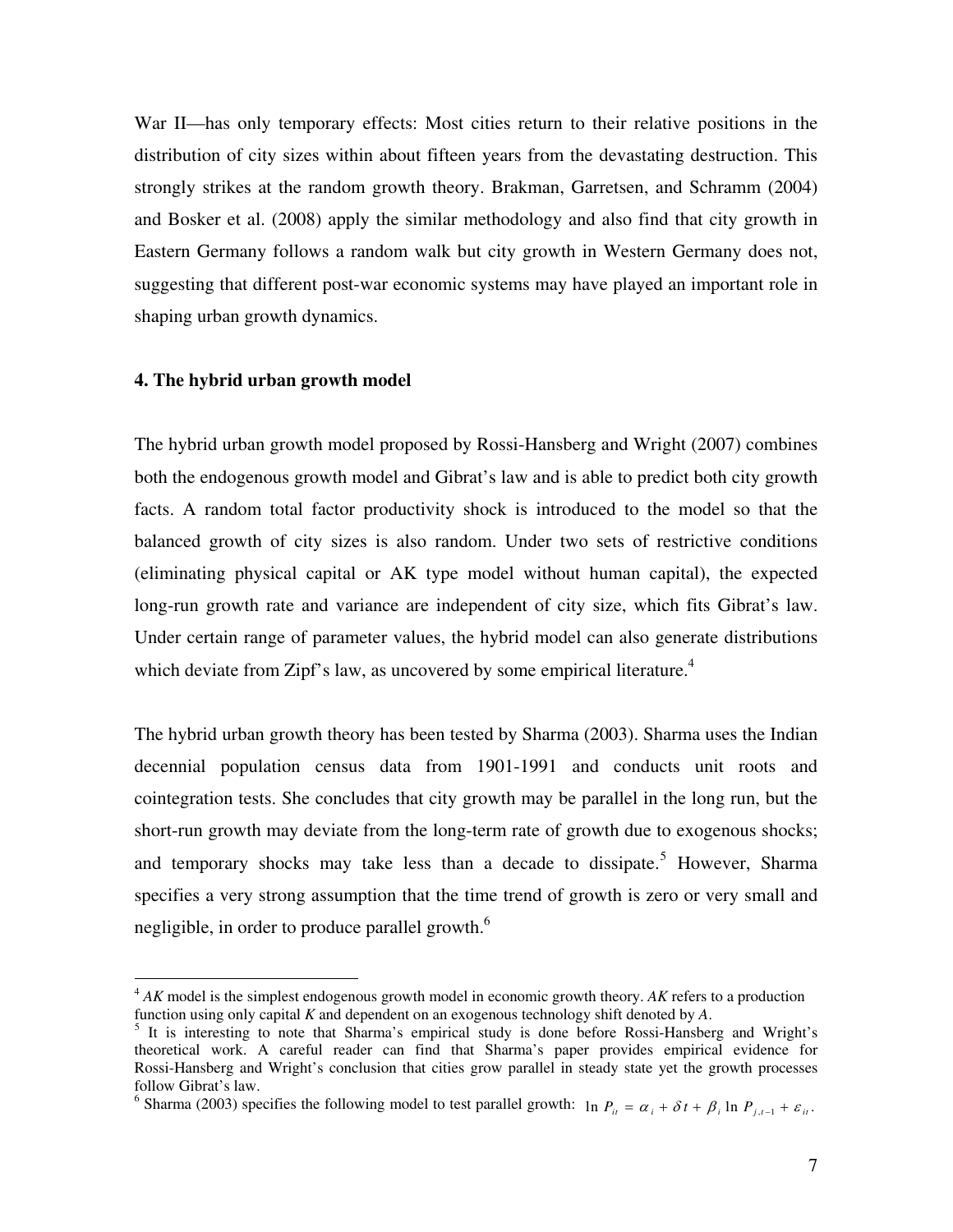War II—has only temporary effects: Most cities return to their relative positions in the distribution of city sizes within about fifteen years from the devastating destruction. This strongly strikes at the random growth theory. Brakman, Garretsen, and Schramm (2004) and Bosker et al. (2008) apply the similar methodology and also find that city growth in Eastern Germany follows a random walk but city growth in Western Germany does not, suggesting that different post-war economic systems may have played an important role in shaping urban growth dynamics.

### 4. The hybrid urban growth model

The hybrid urban growth model proposed by Rossi-Hansberg and Wright (2007) combines both the endogenous growth model and Gibrat's law and is able to predict both city growth facts. A random total factor productivity shock is introduced to the model so that the balanced growth of city sizes is also random. Under two sets of restrictive conditions (eliminating physical capital or AK type model without human capital), the expected long-run growth rate and variance are independent of city size, which fits Gibrat's law. Under certain range of parameter values, the hybrid model can also generate distributions which deviate from Zipf's law, as uncovered by some empirical literature.[4]

The hybrid urban growth theory has been tested by Sharma (2003). Sharma uses the Indian decennial population census data from 1901-1991 and conducts unit roots and cointegration tests. She concludes that city growth may be parallel in the long run, but the short-run growth may deviate from the long-term rate of growth due to exogenous shocks; and temporary shocks may take less than a decade to dissipate.[5] However, Sharma specifies a very strong assumption that the time trend of growth is zero or very small and negligible, in order to produce parallel growth.[6]

---

[4] *AK* model is the simplest endogenous growth model in economic growth theory. *AK* refers to a production function using only capital *K* and dependent on an exogenous technology shift denoted by *A*.

[5] It is interesting to note that Sharma's empirical study is done before Rossi-Hansberg and Wright's theoretical work. A careful reader can find that Sharma's paper provides empirical evidence for Rossi-Hansberg and Wright's conclusion that cities grow parallel in steady state yet the growth processes follow Gibrat's law.

[6] Sharma (2003) specifies the following model to test parallel growth: $\ln P_{it} = \alpha_i + \delta t + \beta_i \ln P_{j,t-1} + \varepsilon_{it}$.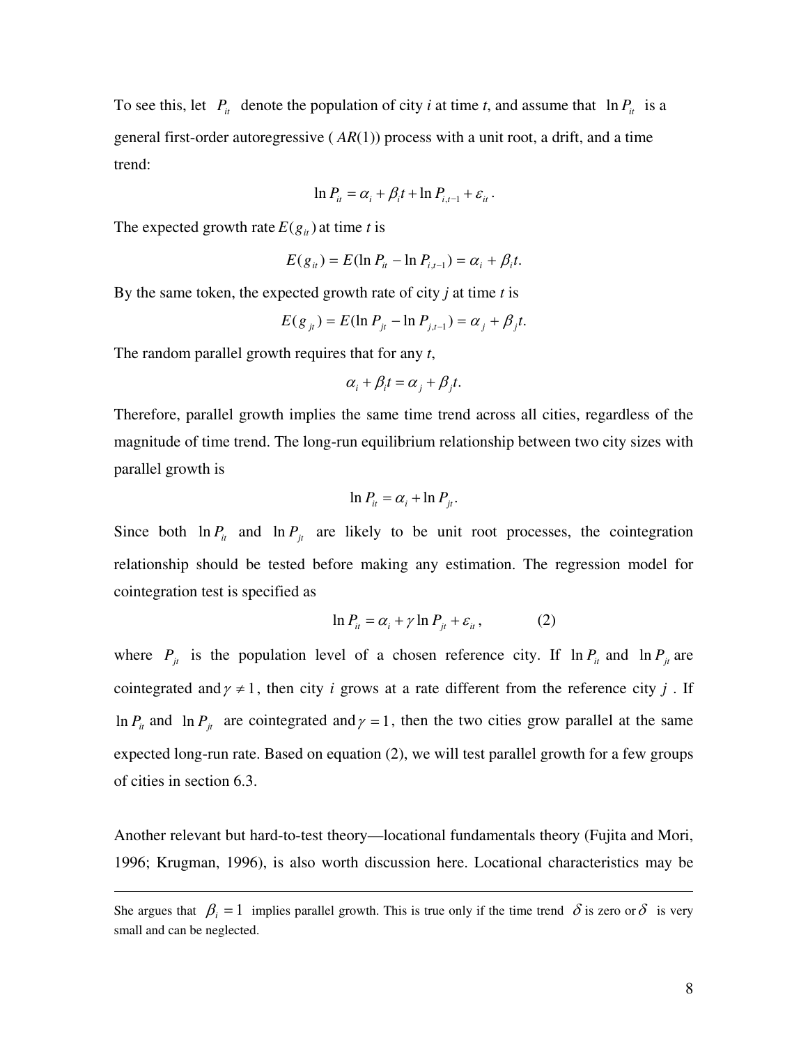To see this, let $P_{it}$ denote the population of city *i* at time *t*, and assume that $\ln P_{it}$ is a general first-order autoregressive ($AR(1)$) process with a unit root, a drift, and a time trend:

$$\ln P_{it} = \alpha_i + \beta_i t + \ln P_{i,t-1} + \varepsilon_{it}.$$

The expected growth rate $E(g_{it})$ at time *t* is

$$E(g_{it}) = E(\ln P_{it} - \ln P_{i,t-1}) = \alpha_i + \beta_i t.$$

By the same token, the expected growth rate of city *j* at time *t* is

$$E(g_{jt}) = E(\ln P_{jt} - \ln P_{j,t-1}) = \alpha_j + \beta_j t.$$

The random parallel growth requires that for any *t*,

$$\alpha_i + \beta_i t = \alpha_j + \beta_j t.$$

Therefore, parallel growth implies the same time trend across all cities, regardless of the magnitude of time trend. The long-run equilibrium relationship between two city sizes with parallel growth is

$$\ln P_{it} = \alpha_i + \ln P_{jt}.$$

Since both $\ln P_{it}$ and $\ln P_{jt}$ are likely to be unit root processes, the cointegration relationship should be tested before making any estimation. The regression model for cointegration test is specified as

$$\ln P_{it} = \alpha_i + \gamma \ln P_{jt} + \varepsilon_{it}, \qquad (2)$$

where $P_{jt}$ is the population level of a chosen reference city. If $\ln P_{it}$ and $\ln P_{jt}$ are cointegrated and $\gamma \neq 1$, then city *i* grows at a rate different from the reference city *j*. If $\ln P_{it}$ and $\ln P_{jt}$ are cointegrated and $\gamma = 1$, then the two cities grow parallel at the same expected long-run rate. Based on equation (2), we will test parallel growth for a few groups of cities in section 6.3.

Another relevant but hard-to-test theory—locational fundamentals theory (Fujita and Mori, 1996; Krugman, 1996), is also worth discussion here. Locational characteristics may be

---

She argues that $\beta_i = 1$ implies parallel growth. This is true only if the time trend $\delta$ is zero or $\delta$ is very small and can be neglected.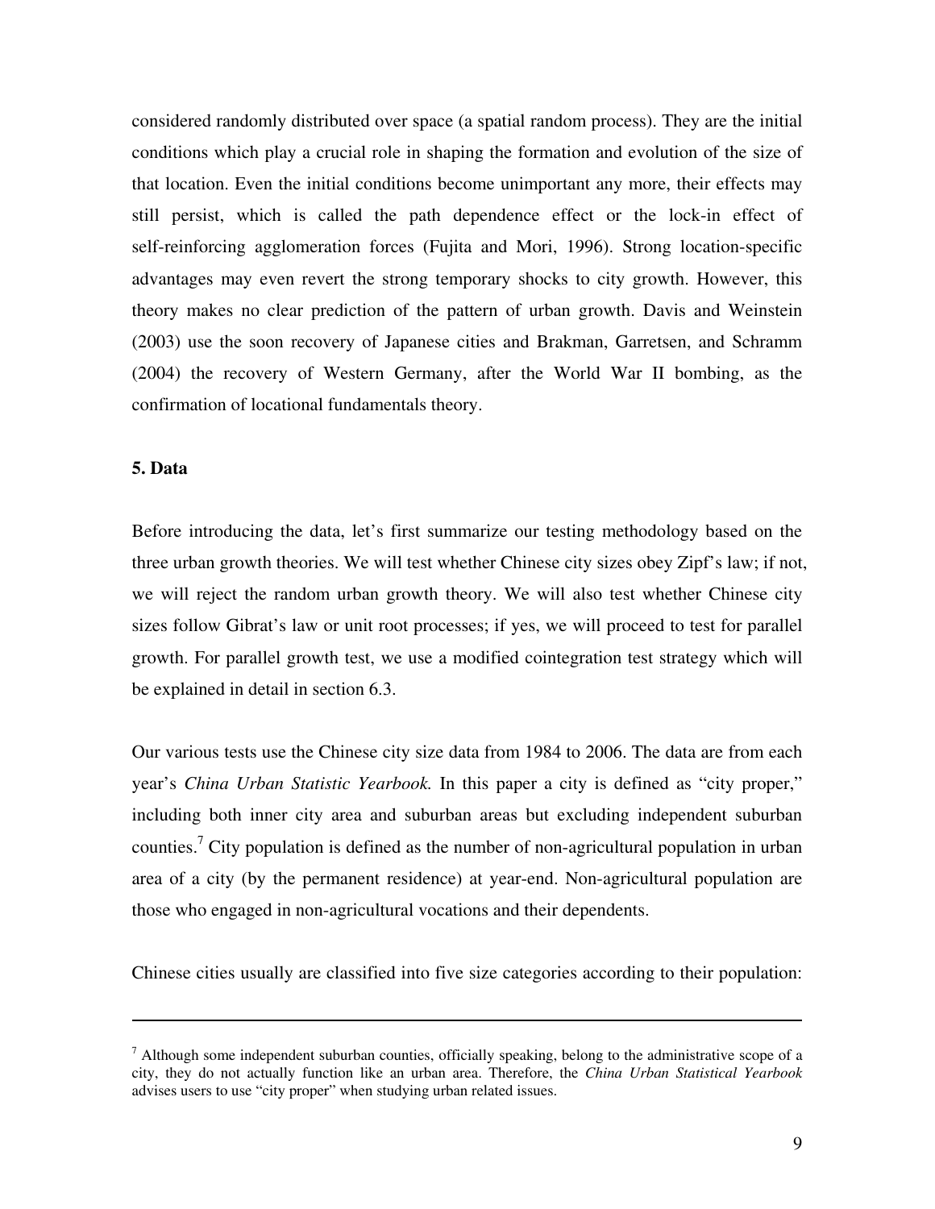considered randomly distributed over space (a spatial random process). They are the initial conditions which play a crucial role in shaping the formation and evolution of the size of that location. Even the initial conditions become unimportant any more, their effects may still persist, which is called the path dependence effect or the lock-in effect of self-reinforcing agglomeration forces (Fujita and Mori, 1996). Strong location-specific advantages may even revert the strong temporary shocks to city growth. However, this theory makes no clear prediction of the pattern of urban growth. Davis and Weinstein (2003) use the soon recovery of Japanese cities and Brakman, Garretsen, and Schramm (2004) the recovery of Western Germany, after the World War II bombing, as the confirmation of locational fundamentals theory.

## 5. Data

Before introducing the data, let's first summarize our testing methodology based on the three urban growth theories. We will test whether Chinese city sizes obey Zipf's law; if not, we will reject the random urban growth theory. We will also test whether Chinese city sizes follow Gibrat's law or unit root processes; if yes, we will proceed to test for parallel growth. For parallel growth test, we use a modified cointegration test strategy which will be explained in detail in section 6.3.

Our various tests use the Chinese city size data from 1984 to 2006. The data are from each year's *China Urban Statistic Yearbook.* In this paper a city is defined as "city proper," including both inner city area and suburban areas but excluding independent suburban counties.[7] City population is defined as the number of non-agricultural population in urban area of a city (by the permanent residence) at year-end. Non-agricultural population are those who engaged in non-agricultural vocations and their dependents.

Chinese cities usually are classified into five size categories according to their population:

---

[7] Although some independent suburban counties, officially speaking, belong to the administrative scope of a city, they do not actually function like an urban area. Therefore, the *China Urban Statistical Yearbook* advises users to use "city proper" when studying urban related issues.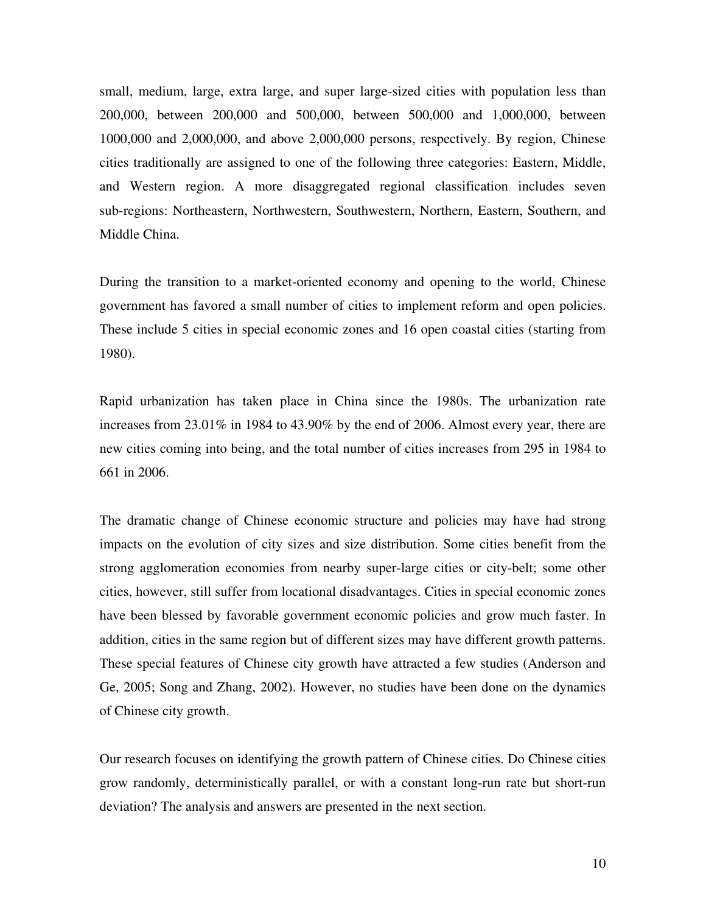small, medium, large, extra large, and super large-sized cities with population less than 200,000, between 200,000 and 500,000, between 500,000 and 1,000,000, between 1000,000 and 2,000,000, and above 2,000,000 persons, respectively. By region, Chinese cities traditionally are assigned to one of the following three categories: Eastern, Middle, and Western region. A more disaggregated regional classification includes seven sub-regions: Northeastern, Northwestern, Southwestern, Northern, Eastern, Southern, and Middle China.

During the transition to a market-oriented economy and opening to the world, Chinese government has favored a small number of cities to implement reform and open policies. These include 5 cities in special economic zones and 16 open coastal cities (starting from 1980).

Rapid urbanization has taken place in China since the 1980s. The urbanization rate increases from 23.01% in 1984 to 43.90% by the end of 2006. Almost every year, there are new cities coming into being, and the total number of cities increases from 295 in 1984 to 661 in 2006.

The dramatic change of Chinese economic structure and policies may have had strong impacts on the evolution of city sizes and size distribution. Some cities benefit from the strong agglomeration economies from nearby super-large cities or city-belt; some other cities, however, still suffer from locational disadvantages. Cities in special economic zones have been blessed by favorable government economic policies and grow much faster. In addition, cities in the same region but of different sizes may have different growth patterns. These special features of Chinese city growth have attracted a few studies (Anderson and Ge, 2005; Song and Zhang, 2002). However, no studies have been done on the dynamics of Chinese city growth.

Our research focuses on identifying the growth pattern of Chinese cities. Do Chinese cities grow randomly, deterministically parallel, or with a constant long-run rate but short-run deviation? The analysis and answers are presented in the next section.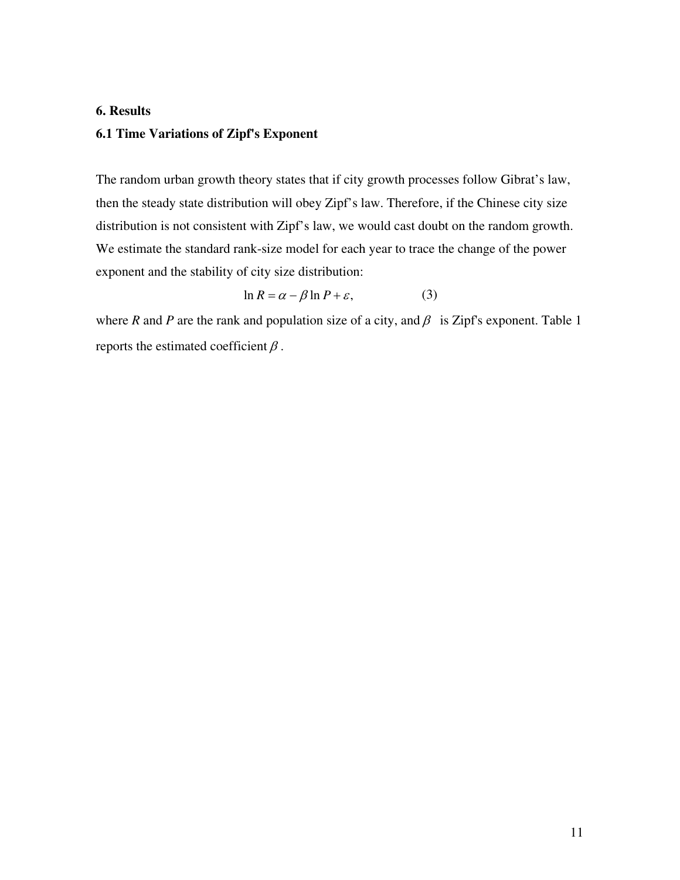## 6. Results

### 6.1 Time Variations of Zipf's Exponent

The random urban growth theory states that if city growth processes follow Gibrat's law, then the steady state distribution will obey Zipf's law. Therefore, if the Chinese city size distribution is not consistent with Zipf's law, we would cast doubt on the random growth. We estimate the standard rank-size model for each year to trace the change of the power exponent and the stability of city size distribution:

$$\ln R = \alpha - \beta \ln P + \varepsilon, \qquad (3)$$

where $R$ and $P$ are the rank and population size of a city, and $\beta$ is Zipf's exponent. Table 1 reports the estimated coefficient $\beta$.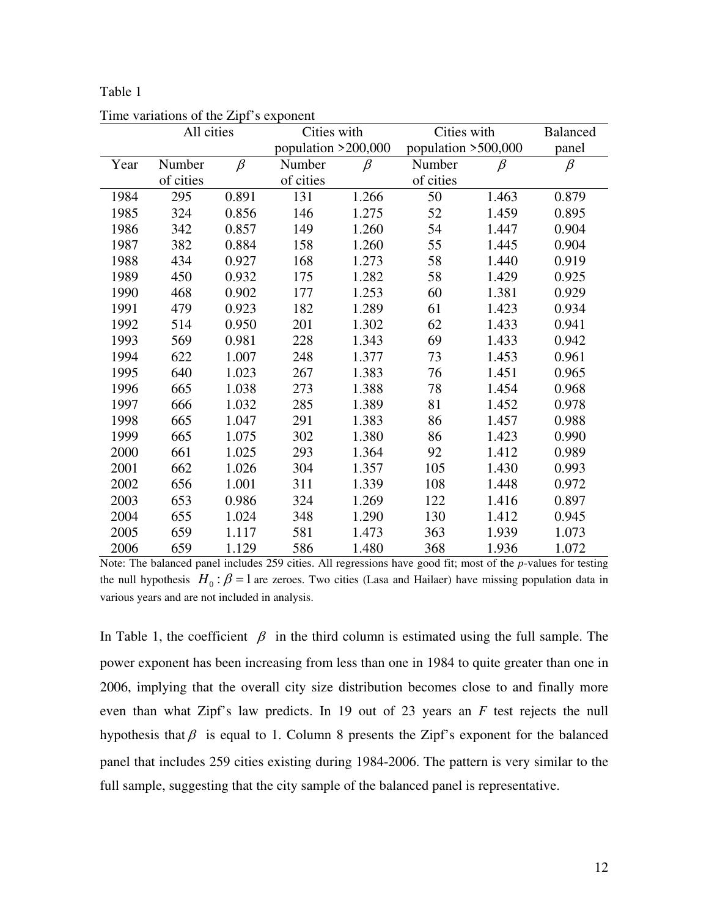Table 1

Time variations of the Zipf's exponent

| | All cities | | Cities with population >200,000 | | Cities with population >500,000 | | Balanced panel |
|---|---|---|---|---|---|---|---|
| Year | Number of cities | $\beta$ | Number of cities | $\beta$ | Number of cities | $\beta$ | $\beta$ |
| 1984 | 295 | 0.891 | 131 | 1.266 | 50 | 1.463 | 0.879 |
| 1985 | 324 | 0.856 | 146 | 1.275 | 52 | 1.459 | 0.895 |
| 1986 | 342 | 0.857 | 149 | 1.260 | 54 | 1.447 | 0.904 |
| 1987 | 382 | 0.884 | 158 | 1.260 | 55 | 1.445 | 0.904 |
| 1988 | 434 | 0.927 | 168 | 1.273 | 58 | 1.440 | 0.919 |
| 1989 | 450 | 0.932 | 175 | 1.282 | 58 | 1.429 | 0.925 |
| 1990 | 468 | 0.902 | 177 | 1.253 | 60 | 1.381 | 0.929 |
| 1991 | 479 | 0.923 | 182 | 1.289 | 61 | 1.423 | 0.934 |
| 1992 | 514 | 0.950 | 201 | 1.302 | 62 | 1.433 | 0.941 |
| 1993 | 569 | 0.981 | 228 | 1.343 | 69 | 1.433 | 0.942 |
| 1994 | 622 | 1.007 | 248 | 1.377 | 73 | 1.453 | 0.961 |
| 1995 | 640 | 1.023 | 267 | 1.383 | 76 | 1.451 | 0.965 |
| 1996 | 665 | 1.038 | 273 | 1.388 | 78 | 1.454 | 0.968 |
| 1997 | 666 | 1.032 | 285 | 1.389 | 81 | 1.452 | 0.978 |
| 1998 | 665 | 1.047 | 291 | 1.383 | 86 | 1.457 | 0.988 |
| 1999 | 665 | 1.075 | 302 | 1.380 | 86 | 1.423 | 0.990 |
| 2000 | 661 | 1.025 | 293 | 1.364 | 92 | 1.412 | 0.989 |
| 2001 | 662 | 1.026 | 304 | 1.357 | 105 | 1.430 | 0.993 |
| 2002 | 656 | 1.001 | 311 | 1.339 | 108 | 1.448 | 0.972 |
| 2003 | 653 | 0.986 | 324 | 1.269 | 122 | 1.416 | 0.897 |
| 2004 | 655 | 1.024 | 348 | 1.290 | 130 | 1.412 | 0.945 |
| 2005 | 659 | 1.117 | 581 | 1.473 | 363 | 1.939 | 1.073 |
| 2006 | 659 | 1.129 | 586 | 1.480 | 368 | 1.936 | 1.072 |

Note: The balanced panel includes 259 cities. All regressions have good fit; most of the *p*-values for testing the null hypothesis $H_0: \beta = 1$ are zeroes. Two cities (Lasa and Hailaer) have missing population data in various years and are not included in analysis.

In Table 1, the coefficient $\beta$ in the third column is estimated using the full sample. The power exponent has been increasing from less than one in 1984 to quite greater than one in 2006, implying that the overall city size distribution becomes close to and finally more even than what Zipf's law predicts. In 19 out of 23 years an *F* test rejects the null hypothesis that $\beta$ is equal to 1. Column 8 presents the Zipf's exponent for the balanced panel that includes 259 cities existing during 1984-2006. The pattern is very similar to the full sample, suggesting that the city sample of the balanced panel is representative.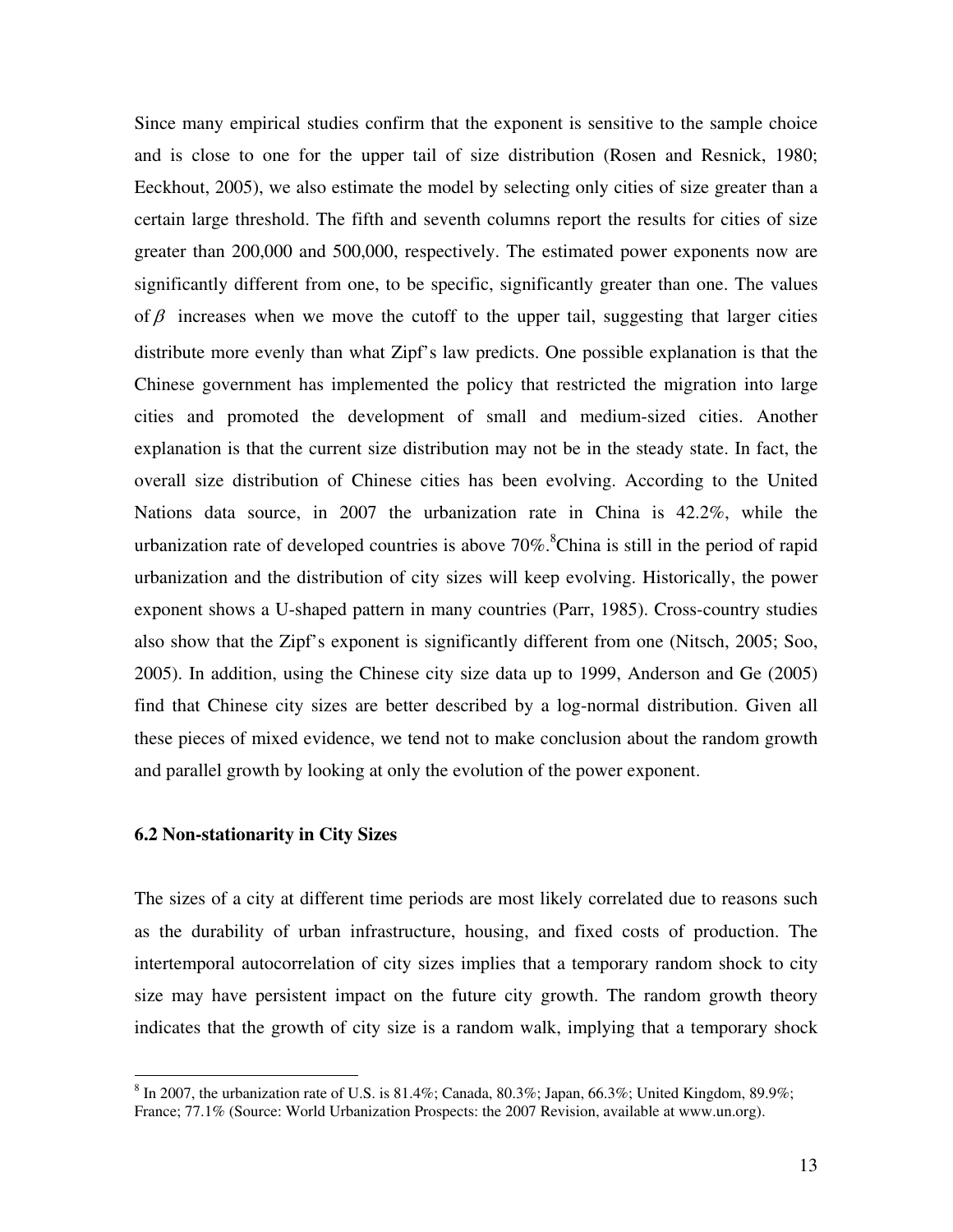Since many empirical studies confirm that the exponent is sensitive to the sample choice and is close to one for the upper tail of size distribution (Rosen and Resnick, 1980; Eeckhout, 2005), we also estimate the model by selecting only cities of size greater than a certain large threshold. The fifth and seventh columns report the results for cities of size greater than 200,000 and 500,000, respectively. The estimated power exponents now are significantly different from one, to be specific, significantly greater than one. The values of $\beta$ increases when we move the cutoff to the upper tail, suggesting that larger cities distribute more evenly than what Zipf's law predicts. One possible explanation is that the Chinese government has implemented the policy that restricted the migration into large cities and promoted the development of small and medium-sized cities. Another explanation is that the current size distribution may not be in the steady state. In fact, the overall size distribution of Chinese cities has been evolving. According to the United Nations data source, in 2007 the urbanization rate in China is 42.2%, while the urbanization rate of developed countries is above 70%.[8] China is still in the period of rapid urbanization and the distribution of city sizes will keep evolving. Historically, the power exponent shows a U-shaped pattern in many countries (Parr, 1985). Cross-country studies also show that the Zipf's exponent is significantly different from one (Nitsch, 2005; Soo, 2005). In addition, using the Chinese city size data up to 1999, Anderson and Ge (2005) find that Chinese city sizes are better described by a log-normal distribution. Given all these pieces of mixed evidence, we tend not to make conclusion about the random growth and parallel growth by looking at only the evolution of the power exponent.

### 6.2 Non-stationarity in City Sizes

The sizes of a city at different time periods are most likely correlated due to reasons such as the durability of urban infrastructure, housing, and fixed costs of production. The intertemporal autocorrelation of city sizes implies that a temporary random shock to city size may have persistent impact on the future city growth. The random growth theory indicates that the growth of city size is a random walk, implying that a temporary shock

[8] In 2007, the urbanization rate of U.S. is 81.4%; Canada, 80.3%; Japan, 66.3%; United Kingdom, 89.9%; France; 77.1% (Source: World Urbanization Prospects: the 2007 Revision, available at www.un.org).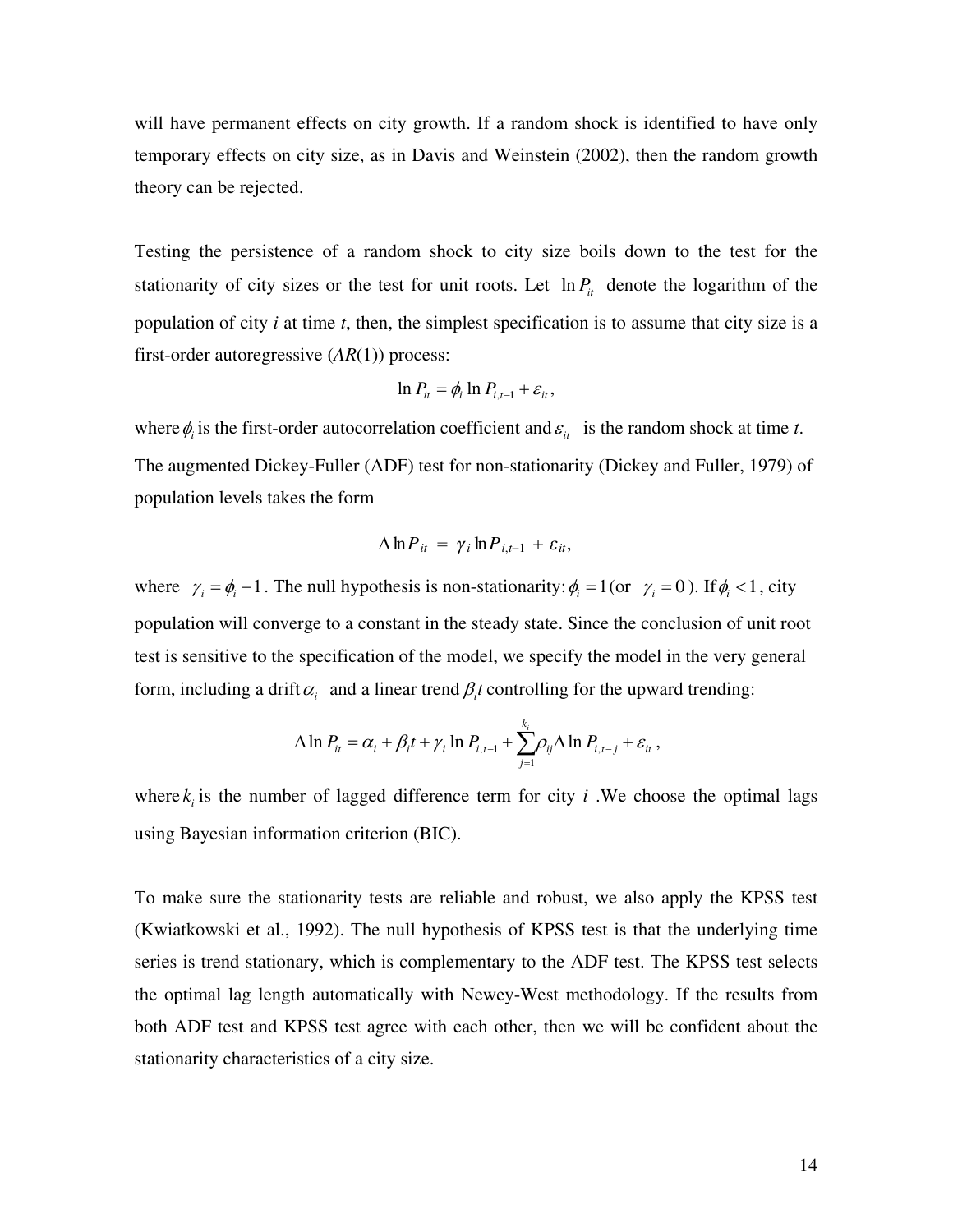will have permanent effects on city growth. If a random shock is identified to have only temporary effects on city size, as in Davis and Weinstein (2002), then the random growth theory can be rejected.

Testing the persistence of a random shock to city size boils down to the test for the stationarity of city sizes or the test for unit roots. Let $\ln P_{it}$ denote the logarithm of the population of city *i* at time *t*, then, the simplest specification is to assume that city size is a first-order autoregressive (*AR*(1)) process:

$$\ln P_{it} = \phi_i \ln P_{i,t-1} + \varepsilon_{it},$$

where $\phi_i$ is the first-order autocorrelation coefficient and $\varepsilon_{it}$ is the random shock at time *t*. The augmented Dickey-Fuller (ADF) test for non-stationarity (Dickey and Fuller, 1979) of population levels takes the form

$$\Delta \ln P_{it} = \gamma_i \ln P_{i,t-1} + \varepsilon_{it},$$

where $\gamma_i = \phi_i - 1$. The null hypothesis is non-stationarity: $\phi_i = 1$ (or $\gamma_i = 0$). If $\phi_i < 1$, city population will converge to a constant in the steady state. Since the conclusion of unit root test is sensitive to the specification of the model, we specify the model in the very general form, including a drift $\alpha_i$ and a linear trend $\beta_i t$ controlling for the upward trending:

$$\Delta \ln P_{it} = \alpha_i + \beta_i t + \gamma_i \ln P_{i,t-1} + \sum_{j=1}^{k_i} \rho_{ij} \Delta \ln P_{i,t-j} + \varepsilon_{it},$$

where $k_i$ is the number of lagged difference term for city *i* .We choose the optimal lags using Bayesian information criterion (BIC).

To make sure the stationarity tests are reliable and robust, we also apply the KPSS test (Kwiatkowski et al., 1992). The null hypothesis of KPSS test is that the underlying time series is trend stationary, which is complementary to the ADF test. The KPSS test selects the optimal lag length automatically with Newey-West methodology. If the results from both ADF test and KPSS test agree with each other, then we will be confident about the stationarity characteristics of a city size.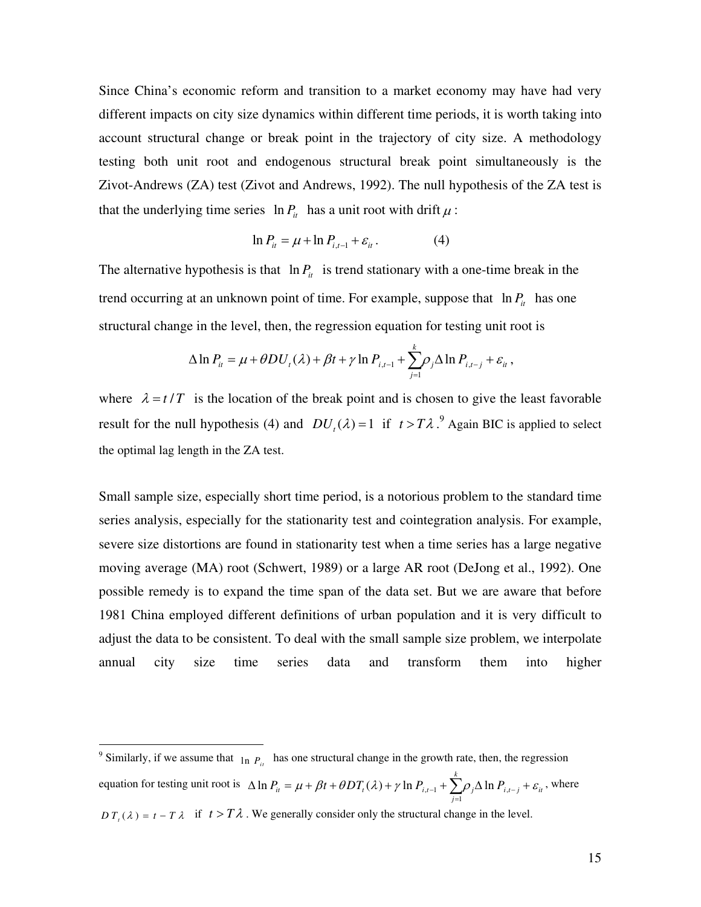Since China's economic reform and transition to a market economy may have had very different impacts on city size dynamics within different time periods, it is worth taking into account structural change or break point in the trajectory of city size. A methodology testing both unit root and endogenous structural break point simultaneously is the Zivot-Andrews (ZA) test (Zivot and Andrews, 1992). The null hypothesis of the ZA test is that the underlying time series $\ln P_{it}$ has a unit root with drift $\mu$ :

$$\ln P_{it} = \mu + \ln P_{i,t-1} + \varepsilon_{it} . \qquad (4)$$

The alternative hypothesis is that $\ln P_{it}$ is trend stationary with a one-time break in the trend occurring at an unknown point of time. For example, suppose that $\ln P_{it}$ has one structural change in the level, then, the regression equation for testing unit root is

$$\Delta \ln P_{it} = \mu + \theta DU_t(\lambda) + \beta t + \gamma \ln P_{i,t-1} + \sum_{j=1}^{k} \rho_j \Delta \ln P_{i,t-j} + \varepsilon_{it} ,$$

where $\lambda = t / T$ is the location of the break point and is chosen to give the least favorable result for the null hypothesis (4) and $DU_t(\lambda) = 1$ if $t > T\lambda$ .[9] Again BIC is applied to select the optimal lag length in the ZA test.

Small sample size, especially short time period, is a notorious problem to the standard time series analysis, especially for the stationarity test and cointegration analysis. For example, severe size distortions are found in stationarity test when a time series has a large negative moving average (MA) root (Schwert, 1989) or a large AR root (DeJong et al., 1992). One possible remedy is to expand the time span of the data set. But we are aware that before 1981 China employed different definitions of urban population and it is very difficult to adjust the data to be consistent. To deal with the small sample size problem, we interpolate annual city size time series data and transform them into higher

---

[9] Similarly, if we assume that $\ln P_{it}$ has one structural change in the growth rate, then, the regression equation for testing unit root is $\Delta \ln P_{it} = \mu + \beta t + \theta DT_t(\lambda) + \gamma \ln P_{i,t-1} + \sum_{j=1}^{k} \rho_j \Delta \ln P_{i,t-j} + \varepsilon_{it}$, where $DT_t(\lambda) = t - T\lambda$ if $t > T\lambda$ . We generally consider only the structural change in the level.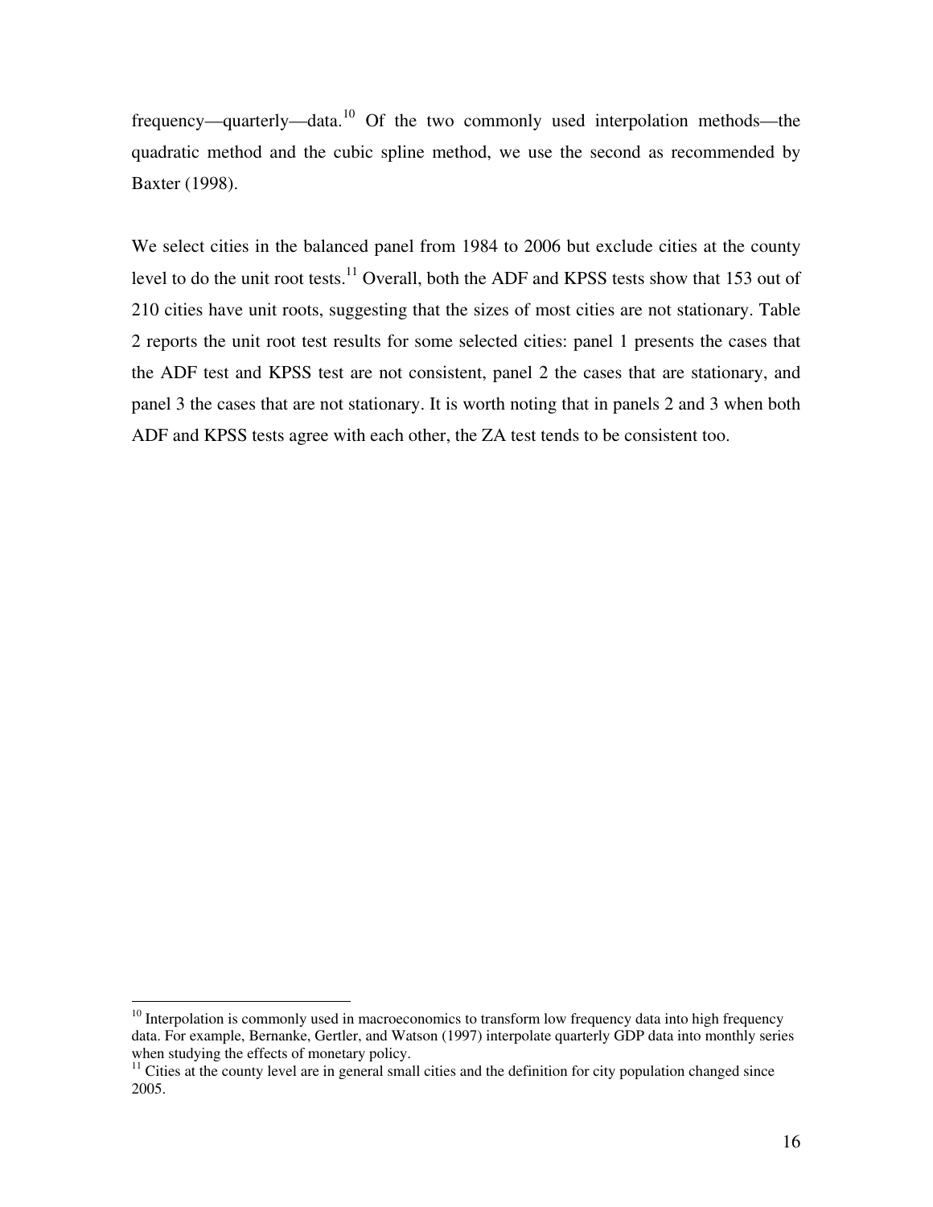frequency—quarterly—data.[10] Of the two commonly used interpolation methods—the quadratic method and the cubic spline method, we use the second as recommended by Baxter (1998).

We select cities in the balanced panel from 1984 to 2006 but exclude cities at the county level to do the unit root tests.[11] Overall, both the ADF and KPSS tests show that 153 out of 210 cities have unit roots, suggesting that the sizes of most cities are not stationary. Table 2 reports the unit root test results for some selected cities: panel 1 presents the cases that the ADF test and KPSS test are not consistent, panel 2 the cases that are stationary, and panel 3 the cases that are not stationary. It is worth noting that in panels 2 and 3 when both ADF and KPSS tests agree with each other, the ZA test tends to be consistent too.

---

[10] Interpolation is commonly used in macroeconomics to transform low frequency data into high frequency data. For example, Bernanke, Gertler, and Watson (1997) interpolate quarterly GDP data into monthly series when studying the effects of monetary policy.

[11] Cities at the county level are in general small cities and the definition for city population changed since 2005.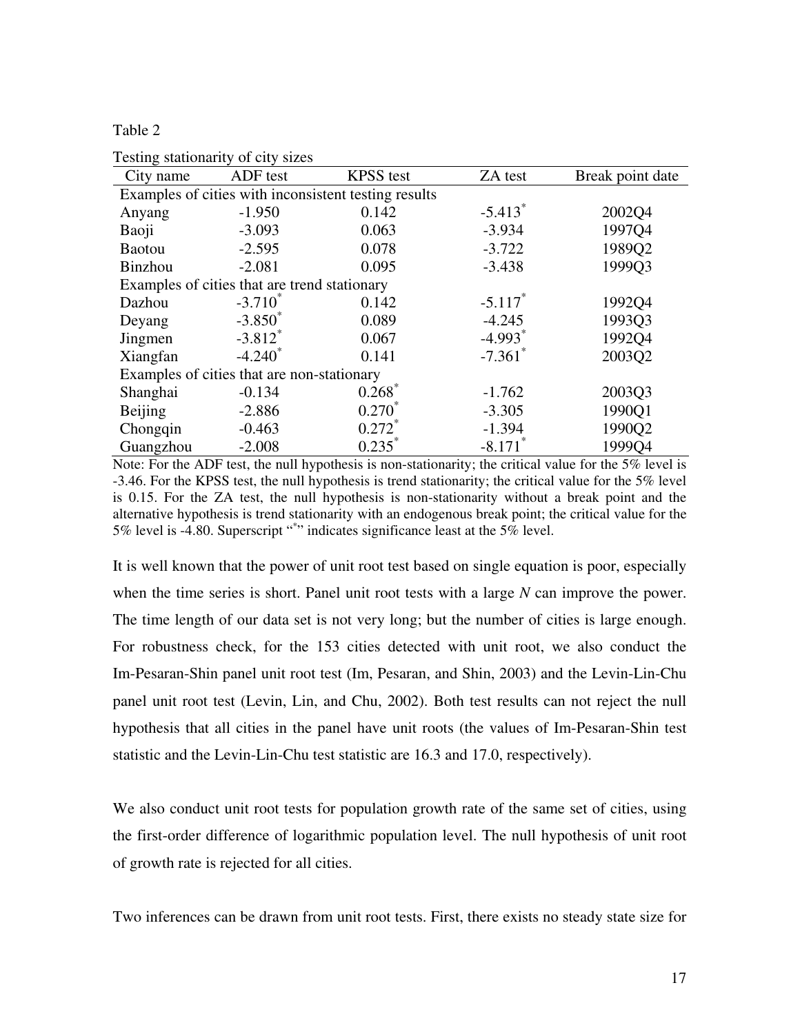Table 2

Testing stationarity of city sizes

| City name | ADF test | KPSS test | ZA test | Break point date |
|---|---|---|---|---|
| Examples of cities with inconsistent testing results | | | | |
| Anyang | -1.950 | 0.142 | -5.413* | 2002Q4 |
| Baoji | -3.093 | 0.063 | -3.934 | 1997Q4 |
| Baotou | -2.595 | 0.078 | -3.722 | 1989Q2 |
| Binzhou | -2.081 | 0.095 | -3.438 | 1999Q3 |
| Examples of cities that are trend stationary | | | | |
| Dazhou | -3.710* | 0.142 | -5.117* | 1992Q4 |
| Deyang | -3.850* | 0.089 | -4.245 | 1993Q3 |
| Jingmen | -3.812* | 0.067 | -4.993* | 1992Q4 |
| Xiangfan | -4.240* | 0.141 | -7.361* | 2003Q2 |
| Examples of cities that are non-stationary | | | | |
| Shanghai | -0.134 | 0.268* | -1.762 | 2003Q3 |
| Beijing | -2.886 | 0.270* | -3.305 | 1990Q1 |
| Chongqin | -0.463 | 0.272* | -1.394 | 1990Q2 |
| Guangzhou | -2.008 | 0.235* | -8.171* | 1999Q4 |

Note: For the ADF test, the null hypothesis is non-stationarity; the critical value for the 5% level is -3.46. For the KPSS test, the null hypothesis is trend stationarity; the critical value for the 5% level is 0.15. For the ZA test, the null hypothesis is non-stationarity without a break point and the alternative hypothesis is trend stationarity with an endogenous break point; the critical value for the 5% level is -4.80. Superscript "*" indicates significance least at the 5% level.

It is well known that the power of unit root test based on single equation is poor, especially when the time series is short. Panel unit root tests with a large *N* can improve the power. The time length of our data set is not very long; but the number of cities is large enough. For robustness check, for the 153 cities detected with unit root, we also conduct the Im-Pesaran-Shin panel unit root test (Im, Pesaran, and Shin, 2003) and the Levin-Lin-Chu panel unit root test (Levin, Lin, and Chu, 2002). Both test results can not reject the null hypothesis that all cities in the panel have unit roots (the values of Im-Pesaran-Shin test statistic and the Levin-Lin-Chu test statistic are 16.3 and 17.0, respectively).

We also conduct unit root tests for population growth rate of the same set of cities, using the first-order difference of logarithmic population level. The null hypothesis of unit root of growth rate is rejected for all cities.

Two inferences can be drawn from unit root tests. First, there exists no steady state size for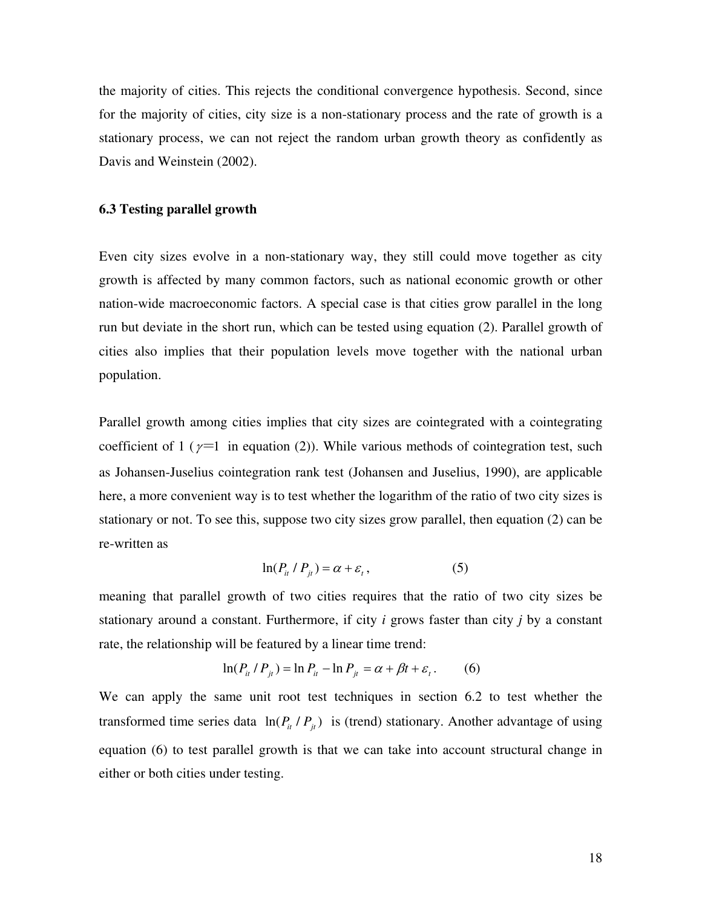the majority of cities. This rejects the conditional convergence hypothesis. Second, since for the majority of cities, city size is a non-stationary process and the rate of growth is a stationary process, we can not reject the random urban growth theory as confidently as Davis and Weinstein (2002).

### 6.3 Testing parallel growth

Even city sizes evolve in a non-stationary way, they still could move together as city growth is affected by many common factors, such as national economic growth or other nation-wide macroeconomic factors. A special case is that cities grow parallel in the long run but deviate in the short run, which can be tested using equation (2). Parallel growth of cities also implies that their population levels move together with the national urban population.

Parallel growth among cities implies that city sizes are cointegrated with a cointegrating coefficient of 1 ($\gamma$=1 in equation (2)). While various methods of cointegration test, such as Johansen-Juselius cointegration rank test (Johansen and Juselius, 1990), are applicable here, a more convenient way is to test whether the logarithm of the ratio of two city sizes is stationary or not. To see this, suppose two city sizes grow parallel, then equation (2) can be re-written as

$$\ln(P_{it} / P_{jt}) = \alpha + \varepsilon_t , \qquad (5)$$

meaning that parallel growth of two cities requires that the ratio of two city sizes be stationary around a constant. Furthermore, if city *i* grows faster than city *j* by a constant rate, the relationship will be featured by a linear time trend:

$$\ln(P_{it} / P_{jt}) = \ln P_{it} - \ln P_{jt} = \alpha + \beta t + \varepsilon_t . \qquad (6)$$

We can apply the same unit root test techniques in section 6.2 to test whether the transformed time series data $\ln(P_{it} / P_{jt})$ is (trend) stationary. Another advantage of using equation (6) to test parallel growth is that we can take into account structural change in either or both cities under testing.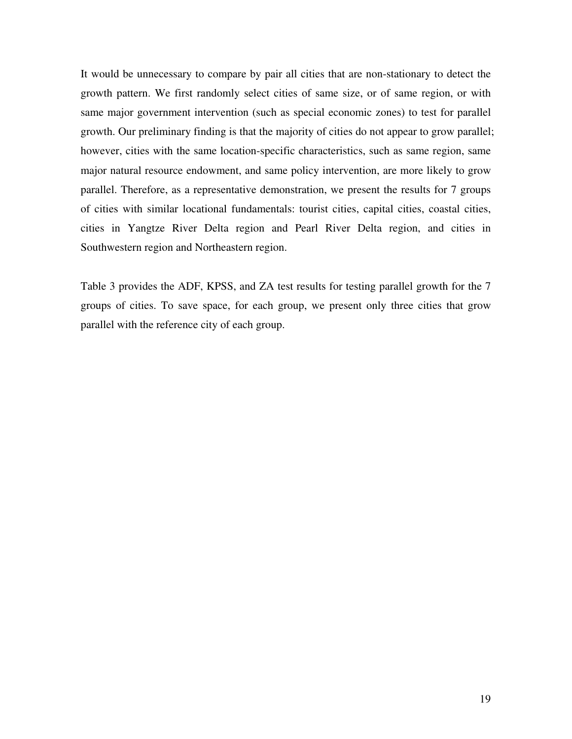It would be unnecessary to compare by pair all cities that are non-stationary to detect the growth pattern. We first randomly select cities of same size, or of same region, or with same major government intervention (such as special economic zones) to test for parallel growth. Our preliminary finding is that the majority of cities do not appear to grow parallel; however, cities with the same location-specific characteristics, such as same region, same major natural resource endowment, and same policy intervention, are more likely to grow parallel. Therefore, as a representative demonstration, we present the results for 7 groups of cities with similar locational fundamentals: tourist cities, capital cities, coastal cities, cities in Yangtze River Delta region and Pearl River Delta region, and cities in Southwestern region and Northeastern region.

Table 3 provides the ADF, KPSS, and ZA test results for testing parallel growth for the 7 groups of cities. To save space, for each group, we present only three cities that grow parallel with the reference city of each group.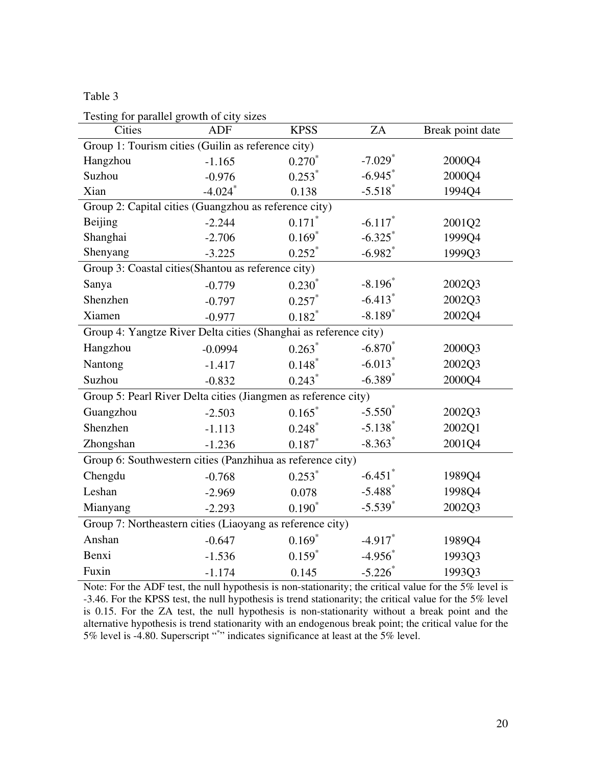Table 3

Testing for parallel growth of city sizes

| Cities | ADF | KPSS | ZA | Break point date |
|---|---|---|---|---|
| Group 1: Tourism cities (Guilin as reference city) | | | | |
| Hangzhou | -1.165 | 0.270* | -7.029* | 2000Q4 |
| Suzhou | -0.976 | 0.253* | -6.945* | 2000Q4 |
| Xian | -4.024* | 0.138 | -5.518* | 1994Q4 |
| Group 2: Capital cities (Guangzhou as reference city) | | | | |
| Beijing | -2.244 | 0.171* | -6.117* | 2001Q2 |
| Shanghai | -2.706 | 0.169* | -6.325* | 1999Q4 |
| Shenyang | -3.225 | 0.252* | -6.982* | 1999Q3 |
| Group 3: Coastal cities(Shantou as reference city) | | | | |
| Sanya | -0.779 | 0.230* | -8.196* | 2002Q3 |
| Shenzhen | -0.797 | 0.257* | -6.413* | 2002Q3 |
| Xiamen | -0.977 | 0.182* | -8.189* | 2002Q4 |
| Group 4: Yangtze River Delta cities (Shanghai as reference city) | | | | |
| Hangzhou | -0.0994 | 0.263* | -6.870* | 2000Q3 |
| Nantong | -1.417 | 0.148* | -6.013* | 2002Q3 |
| Suzhou | -0.832 | 0.243* | -6.389* | 2000Q4 |
| Group 5: Pearl River Delta cities (Jiangmen as reference city) | | | | |
| Guangzhou | -2.503 | 0.165* | -5.550* | 2002Q3 |
| Shenzhen | -1.113 | 0.248* | -5.138* | 2002Q1 |
| Zhongshan | -1.236 | 0.187* | -8.363* | 2001Q4 |
| Group 6: Southwestern cities (Panzhihua as reference city) | | | | |
| Chengdu | -0.768 | 0.253* | -6.451* | 1989Q4 |
| Leshan | -2.969 | 0.078 | -5.488* | 1998Q4 |
| Mianyang | -2.293 | 0.190* | -5.539* | 2002Q3 |
| Group 7: Northeastern cities (Liaoyang as reference city) | | | | |
| Anshan | -0.647 | 0.169* | -4.917* | 1989Q4 |
| Benxi | -1.536 | 0.159* | -4.956* | 1993Q3 |
| Fuxin | -1.174 | 0.145 | -5.226* | 1993Q3 |

Note: For the ADF test, the null hypothesis is non-stationarity; the critical value for the 5% level is -3.46. For the KPSS test, the null hypothesis is trend stationarity; the critical value for the 5% level is 0.15. For the ZA test, the null hypothesis is non-stationarity without a break point and the alternative hypothesis is trend stationarity with an endogenous break point; the critical value for the 5% level is -4.80. Superscript "*" indicates significance at least at the 5% level.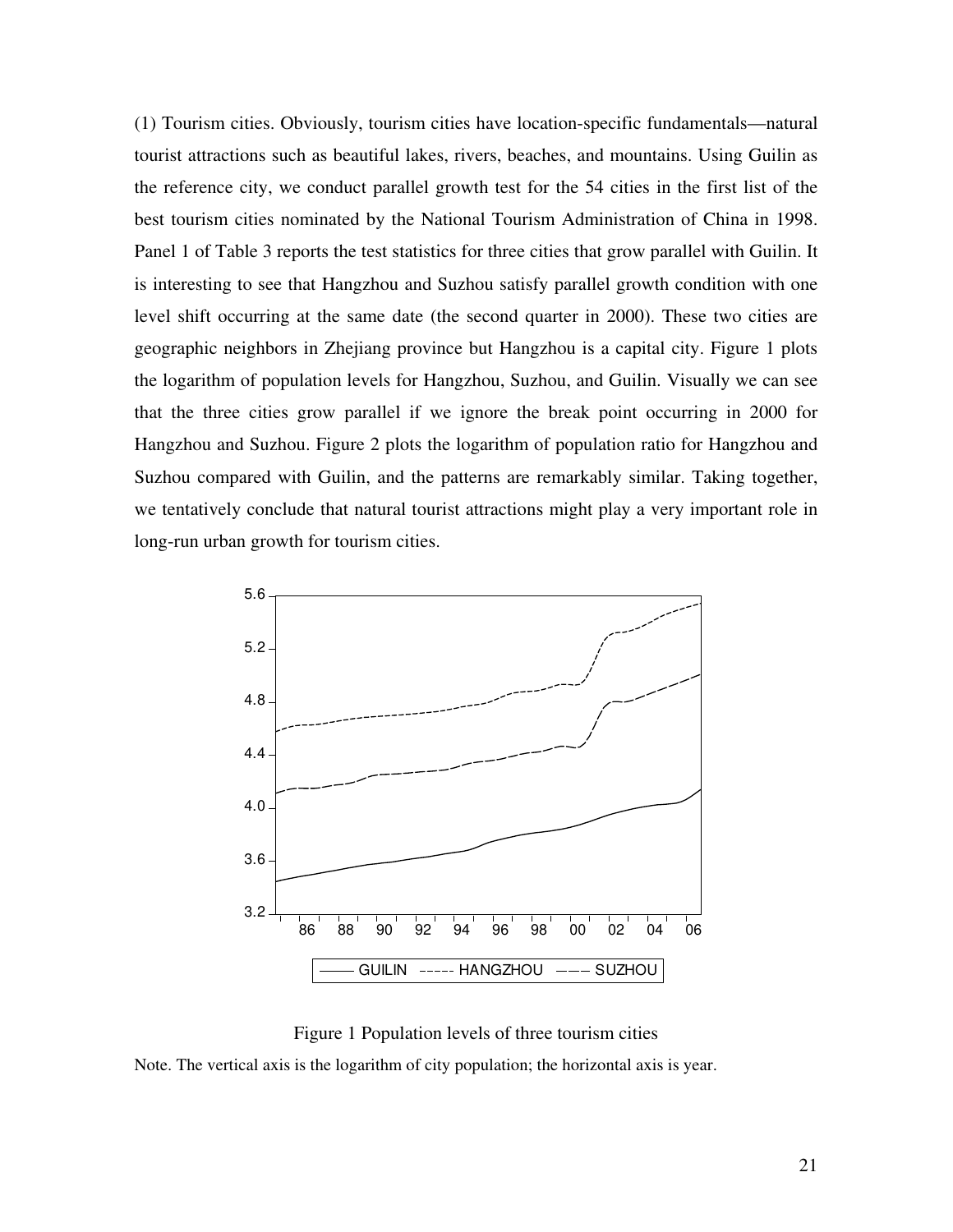(1) Tourism cities. Obviously, tourism cities have location-specific fundamentals—natural tourist attractions such as beautiful lakes, rivers, beaches, and mountains. Using Guilin as the reference city, we conduct parallel growth test for the 54 cities in the first list of the best tourism cities nominated by the National Tourism Administration of China in 1998. Panel 1 of Table 3 reports the test statistics for three cities that grow parallel with Guilin. It is interesting to see that Hangzhou and Suzhou satisfy parallel growth condition with one level shift occurring at the same date (the second quarter in 2000). These two cities are geographic neighbors in Zhejiang province but Hangzhou is a capital city. Figure 1 plots the logarithm of population levels for Hangzhou, Suzhou, and Guilin. Visually we can see that the three cities grow parallel if we ignore the break point occurring in 2000 for Hangzhou and Suzhou. Figure 2 plots the logarithm of population ratio for Hangzhou and Suzhou compared with Guilin, and the patterns are remarkably similar. Taking together, we tentatively conclude that natural tourist attractions might play a very important role in long-run urban growth for tourism cities.

Figure 1 Population levels of three tourism cities

Note. The vertical axis is the logarithm of city population; the horizontal axis is year.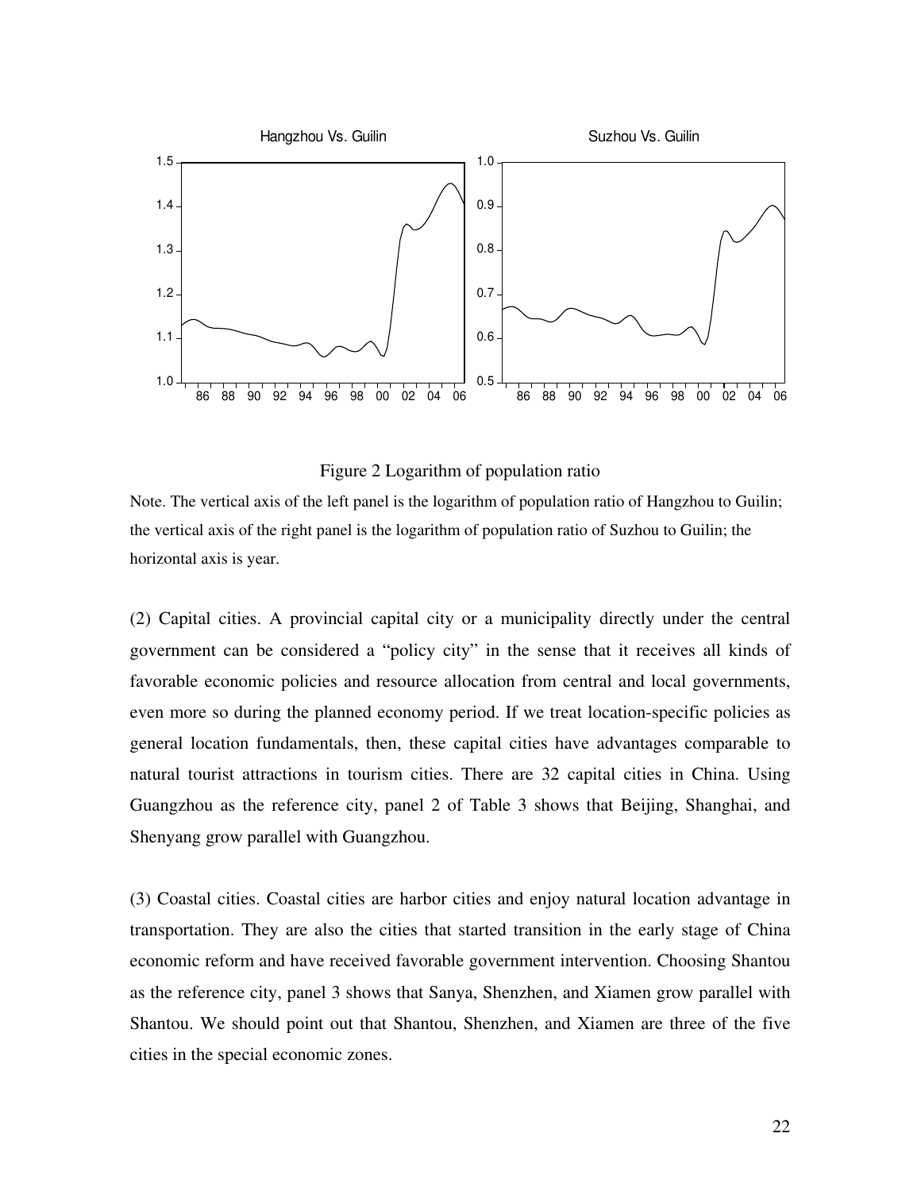Figure 2 Logarithm of population ratio

Note. The vertical axis of the left panel is the logarithm of population ratio of Hangzhou to Guilin; the vertical axis of the right panel is the logarithm of population ratio of Suzhou to Guilin; the horizontal axis is year.

(2) Capital cities. A provincial capital city or a municipality directly under the central government can be considered a "policy city" in the sense that it receives all kinds of favorable economic policies and resource allocation from central and local governments, even more so during the planned economy period. If we treat location-specific policies as general location fundamentals, then, these capital cities have advantages comparable to natural tourist attractions in tourism cities. There are 32 capital cities in China. Using Guangzhou as the reference city, panel 2 of Table 3 shows that Beijing, Shanghai, and Shenyang grow parallel with Guangzhou.

(3) Coastal cities. Coastal cities are harbor cities and enjoy natural location advantage in transportation. They are also the cities that started transition in the early stage of China economic reform and have received favorable government intervention. Choosing Shantou as the reference city, panel 3 shows that Sanya, Shenzhen, and Xiamen grow parallel with Shantou. We should point out that Shantou, Shenzhen, and Xiamen are three of the five cities in the special economic zones.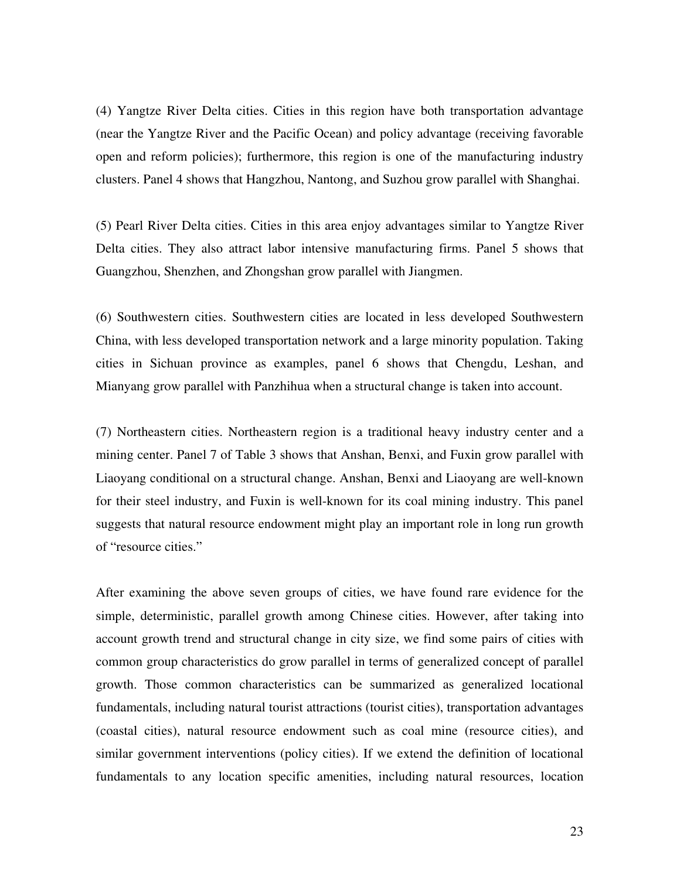(4) Yangtze River Delta cities. Cities in this region have both transportation advantage (near the Yangtze River and the Pacific Ocean) and policy advantage (receiving favorable open and reform policies); furthermore, this region is one of the manufacturing industry clusters. Panel 4 shows that Hangzhou, Nantong, and Suzhou grow parallel with Shanghai.

(5) Pearl River Delta cities. Cities in this area enjoy advantages similar to Yangtze River Delta cities. They also attract labor intensive manufacturing firms. Panel 5 shows that Guangzhou, Shenzhen, and Zhongshan grow parallel with Jiangmen.

(6) Southwestern cities. Southwestern cities are located in less developed Southwestern China, with less developed transportation network and a large minority population. Taking cities in Sichuan province as examples, panel 6 shows that Chengdu, Leshan, and Mianyang grow parallel with Panzhihua when a structural change is taken into account.

(7) Northeastern cities. Northeastern region is a traditional heavy industry center and a mining center. Panel 7 of Table 3 shows that Anshan, Benxi, and Fuxin grow parallel with Liaoyang conditional on a structural change. Anshan, Benxi and Liaoyang are well-known for their steel industry, and Fuxin is well-known for its coal mining industry. This panel suggests that natural resource endowment might play an important role in long run growth of "resource cities."

After examining the above seven groups of cities, we have found rare evidence for the simple, deterministic, parallel growth among Chinese cities. However, after taking into account growth trend and structural change in city size, we find some pairs of cities with common group characteristics do grow parallel in terms of generalized concept of parallel growth. Those common characteristics can be summarized as generalized locational fundamentals, including natural tourist attractions (tourist cities), transportation advantages (coastal cities), natural resource endowment such as coal mine (resource cities), and similar government interventions (policy cities). If we extend the definition of locational fundamentals to any location specific amenities, including natural resources, location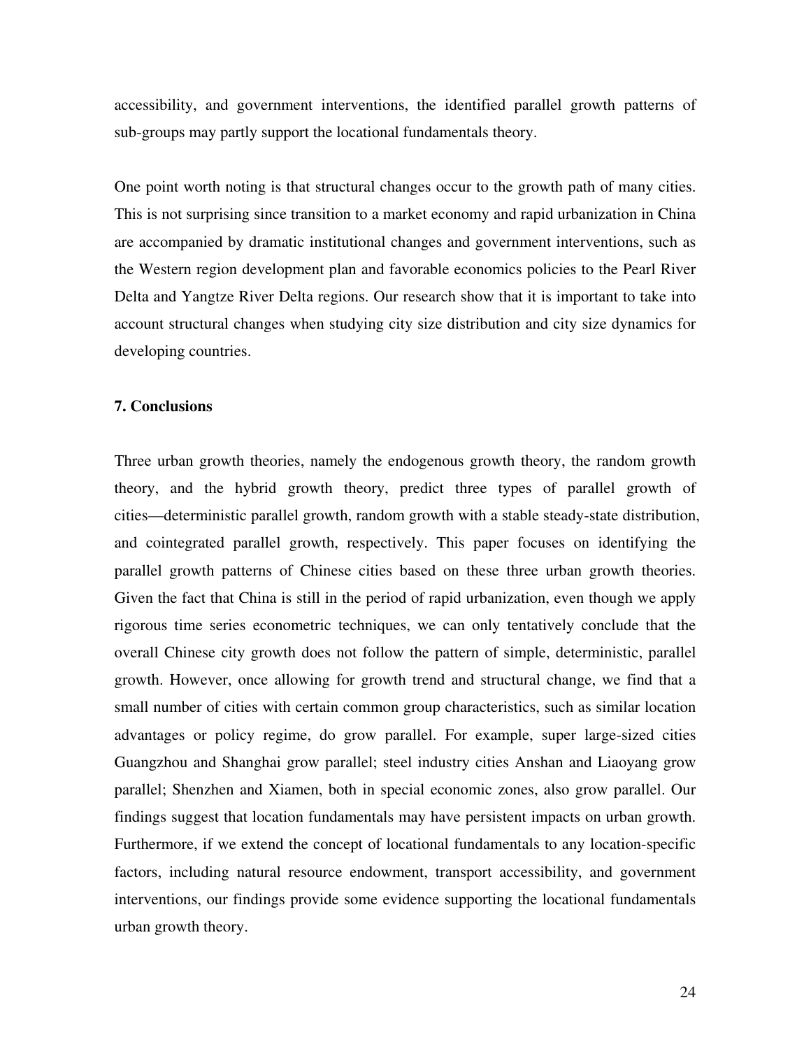accessibility, and government interventions, the identified parallel growth patterns of sub-groups may partly support the locational fundamentals theory.

One point worth noting is that structural changes occur to the growth path of many cities. This is not surprising since transition to a market economy and rapid urbanization in China are accompanied by dramatic institutional changes and government interventions, such as the Western region development plan and favorable economics policies to the Pearl River Delta and Yangtze River Delta regions. Our research show that it is important to take into account structural changes when studying city size distribution and city size dynamics for developing countries.

## 7. Conclusions

Three urban growth theories, namely the endogenous growth theory, the random growth theory, and the hybrid growth theory, predict three types of parallel growth of cities—deterministic parallel growth, random growth with a stable steady-state distribution, and cointegrated parallel growth, respectively. This paper focuses on identifying the parallel growth patterns of Chinese cities based on these three urban growth theories. Given the fact that China is still in the period of rapid urbanization, even though we apply rigorous time series econometric techniques, we can only tentatively conclude that the overall Chinese city growth does not follow the pattern of simple, deterministic, parallel growth. However, once allowing for growth trend and structural change, we find that a small number of cities with certain common group characteristics, such as similar location advantages or policy regime, do grow parallel. For example, super large-sized cities Guangzhou and Shanghai grow parallel; steel industry cities Anshan and Liaoyang grow parallel; Shenzhen and Xiamen, both in special economic zones, also grow parallel. Our findings suggest that location fundamentals may have persistent impacts on urban growth. Furthermore, if we extend the concept of locational fundamentals to any location-specific factors, including natural resource endowment, transport accessibility, and government interventions, our findings provide some evidence supporting the locational fundamentals urban growth theory.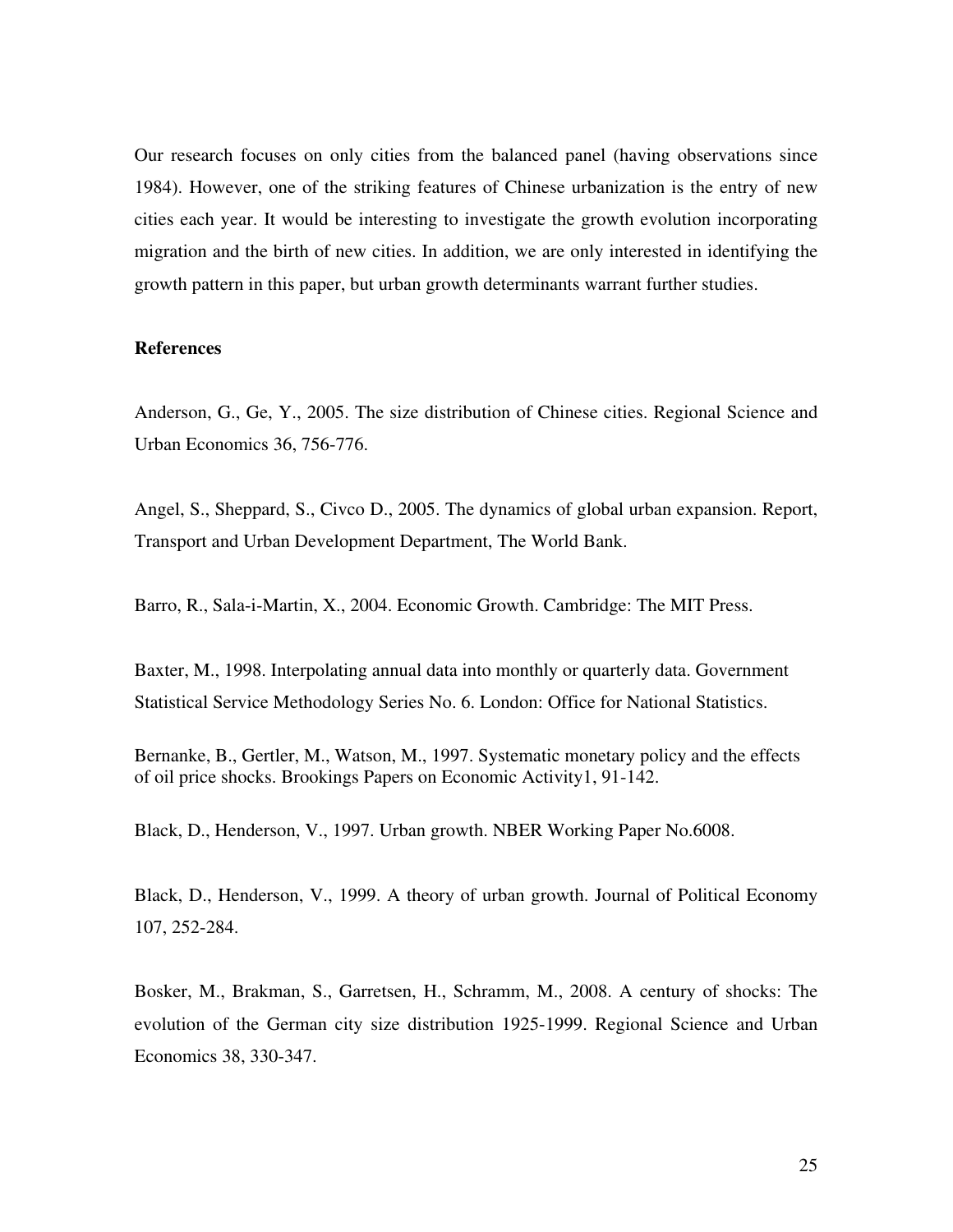Our research focuses on only cities from the balanced panel (having observations since 1984). However, one of the striking features of Chinese urbanization is the entry of new cities each year. It would be interesting to investigate the growth evolution incorporating migration and the birth of new cities. In addition, we are only interested in identifying the growth pattern in this paper, but urban growth determinants warrant further studies.

**References**

Anderson, G., Ge, Y., 2005. The size distribution of Chinese cities. Regional Science and Urban Economics 36, 756-776.

Angel, S., Sheppard, S., Civco D., 2005. The dynamics of global urban expansion. Report, Transport and Urban Development Department, The World Bank.

Barro, R., Sala-i-Martin, X., 2004. Economic Growth. Cambridge: The MIT Press.

Baxter, M., 1998. Interpolating annual data into monthly or quarterly data. Government Statistical Service Methodology Series No. 6. London: Office for National Statistics.

Bernanke, B., Gertler, M., Watson, M., 1997. Systematic monetary policy and the effects of oil price shocks. Brookings Papers on Economic Activity1, 91-142.

Black, D., Henderson, V., 1997. Urban growth. NBER Working Paper No.6008.

Black, D., Henderson, V., 1999. A theory of urban growth. Journal of Political Economy 107, 252-284.

Bosker, M., Brakman, S., Garretsen, H., Schramm, M., 2008. A century of shocks: The evolution of the German city size distribution 1925-1999. Regional Science and Urban Economics 38, 330-347.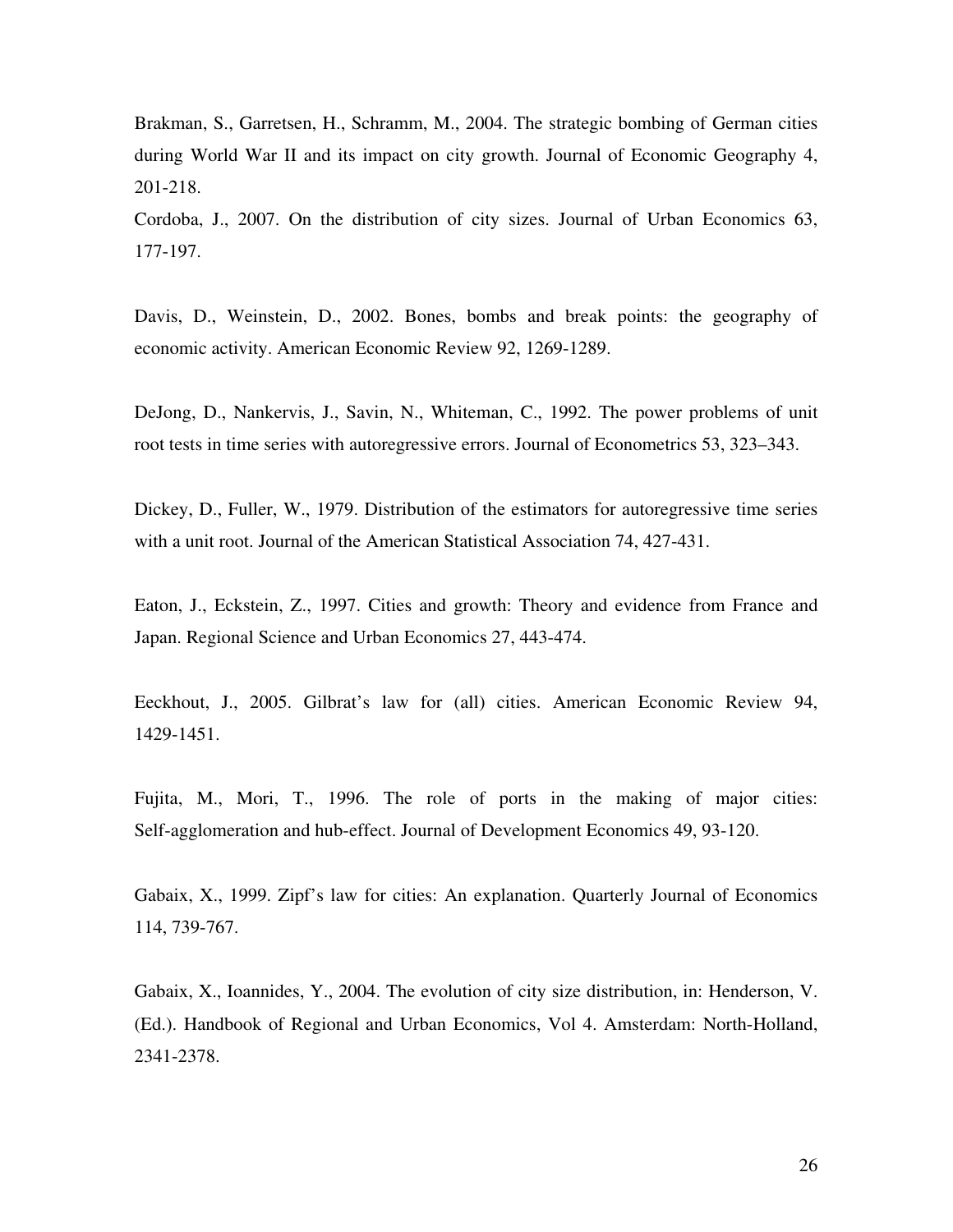Brakman, S., Garretsen, H., Schramm, M., 2004. The strategic bombing of German cities during World War II and its impact on city growth. Journal of Economic Geography 4, 201-218.

Cordoba, J., 2007. On the distribution of city sizes. Journal of Urban Economics 63, 177-197.

Davis, D., Weinstein, D., 2002. Bones, bombs and break points: the geography of economic activity. American Economic Review 92, 1269-1289.

DeJong, D., Nankervis, J., Savin, N., Whiteman, C., 1992. The power problems of unit root tests in time series with autoregressive errors. Journal of Econometrics 53, 323–343.

Dickey, D., Fuller, W., 1979. Distribution of the estimators for autoregressive time series with a unit root. Journal of the American Statistical Association 74, 427-431.

Eaton, J., Eckstein, Z., 1997. Cities and growth: Theory and evidence from France and Japan. Regional Science and Urban Economics 27, 443-474.

Eeckhout, J., 2005. Gilbrat's law for (all) cities. American Economic Review 94, 1429-1451.

Fujita, M., Mori, T., 1996. The role of ports in the making of major cities: Self-agglomeration and hub-effect. Journal of Development Economics 49, 93-120.

Gabaix, X., 1999. Zipf's law for cities: An explanation. Quarterly Journal of Economics 114, 739-767.

Gabaix, X., Ioannides, Y., 2004. The evolution of city size distribution, in: Henderson, V. (Ed.). Handbook of Regional and Urban Economics, Vol 4. Amsterdam: North-Holland, 2341-2378.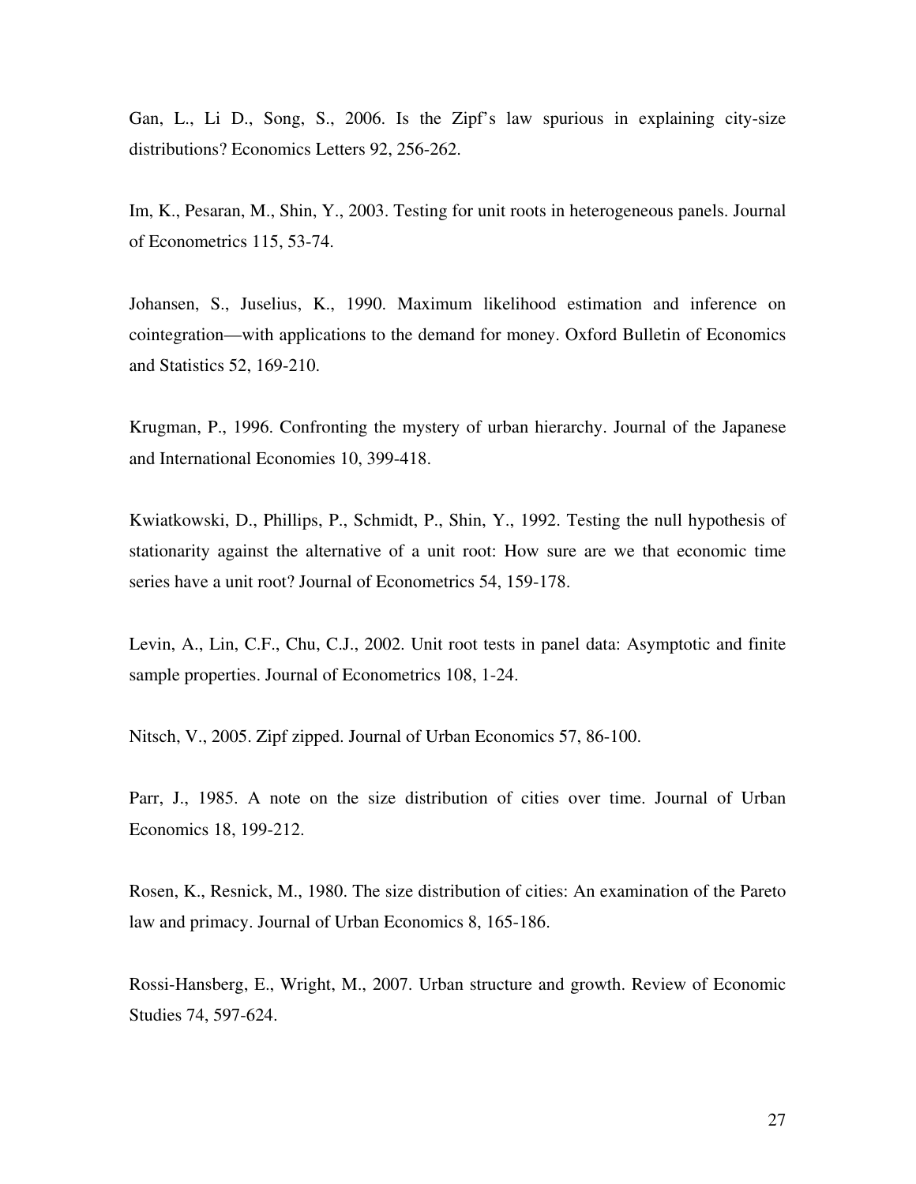Gan, L., Li D., Song, S., 2006. Is the Zipf's law spurious in explaining city-size distributions? Economics Letters 92, 256-262.

Im, K., Pesaran, M., Shin, Y., 2003. Testing for unit roots in heterogeneous panels. Journal of Econometrics 115, 53-74.

Johansen, S., Juselius, K., 1990. Maximum likelihood estimation and inference on cointegration—with applications to the demand for money. Oxford Bulletin of Economics and Statistics 52, 169-210.

Krugman, P., 1996. Confronting the mystery of urban hierarchy. Journal of the Japanese and International Economies 10, 399-418.

Kwiatkowski, D., Phillips, P., Schmidt, P., Shin, Y., 1992. Testing the null hypothesis of stationarity against the alternative of a unit root: How sure are we that economic time series have a unit root? Journal of Econometrics 54, 159-178.

Levin, A., Lin, C.F., Chu, C.J., 2002. Unit root tests in panel data: Asymptotic and finite sample properties. Journal of Econometrics 108, 1-24.

Nitsch, V., 2005. Zipf zipped. Journal of Urban Economics 57, 86-100.

Parr, J., 1985. A note on the size distribution of cities over time. Journal of Urban Economics 18, 199-212.

Rosen, K., Resnick, M., 1980. The size distribution of cities: An examination of the Pareto law and primacy. Journal of Urban Economics 8, 165-186.

Rossi-Hansberg, E., Wright, M., 2007. Urban structure and growth. Review of Economic Studies 74, 597-624.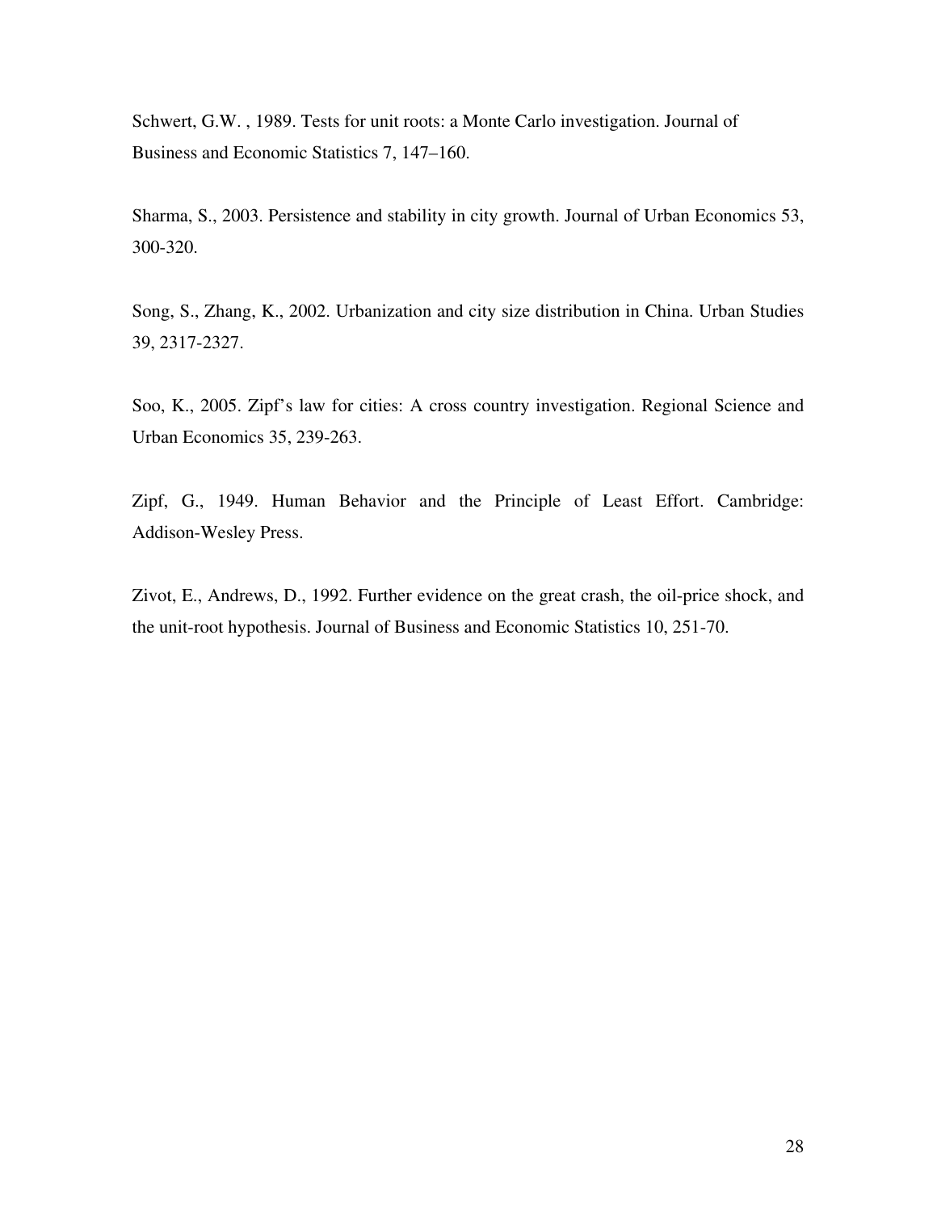Schwert, G.W. , 1989. Tests for unit roots: a Monte Carlo investigation. Journal of Business and Economic Statistics 7, 147–160.

Sharma, S., 2003. Persistence and stability in city growth. Journal of Urban Economics 53, 300-320.

Song, S., Zhang, K., 2002. Urbanization and city size distribution in China. Urban Studies 39, 2317-2327.

Soo, K., 2005. Zipf's law for cities: A cross country investigation. Regional Science and Urban Economics 35, 239-263.

Zipf, G., 1949. Human Behavior and the Principle of Least Effort. Cambridge: Addison-Wesley Press.

Zivot, E., Andrews, D., 1992. Further evidence on the great crash, the oil-price shock, and the unit-root hypothesis. Journal of Business and Economic Statistics 10, 251-70.